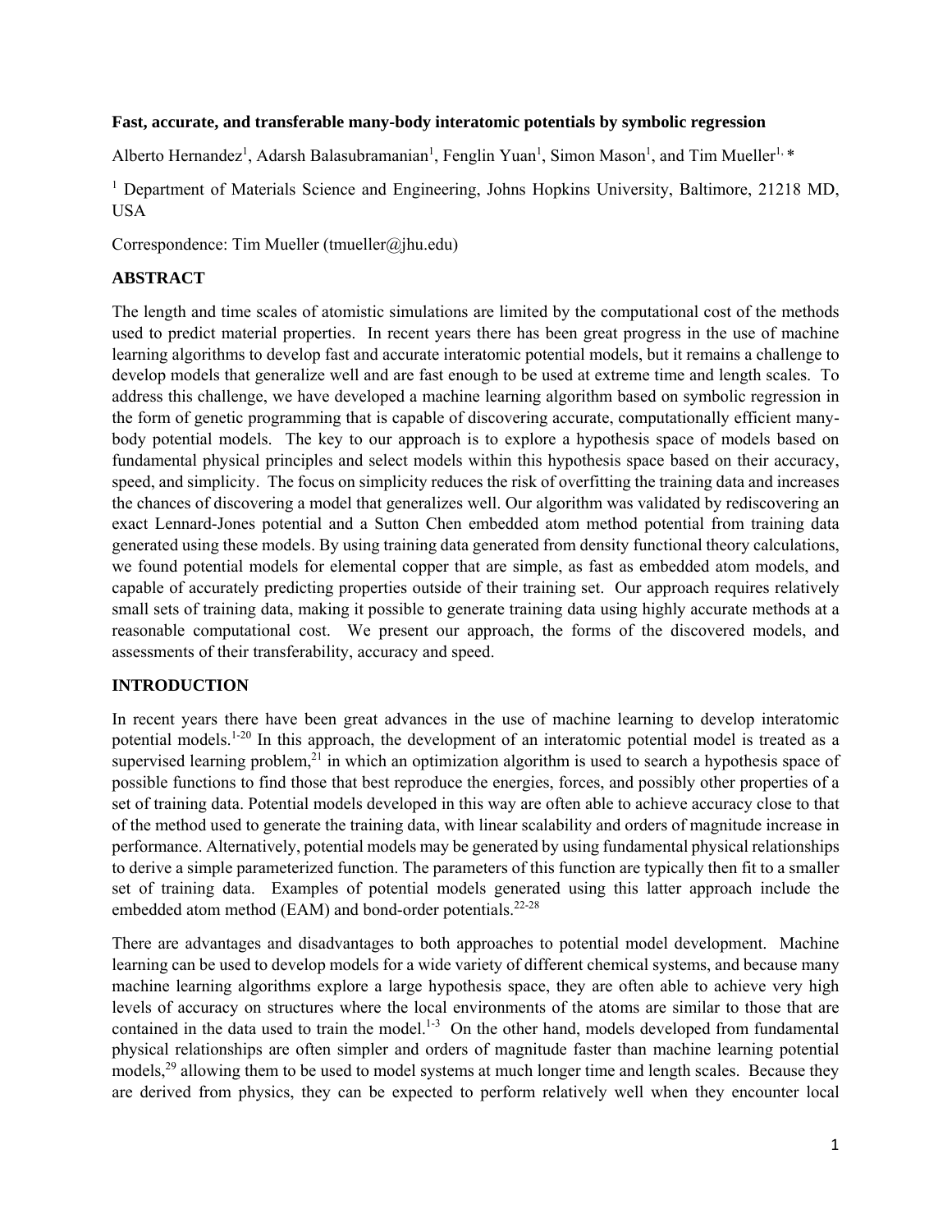**Fast, accurate, and transferable many-body interatomic potentials by symbolic regression**

Alberto Hernandez[1], Adarsh Balasubramanian[1], Fenglin Yuan[1], Simon Mason[1], and Tim Mueller[1, *]

[1] Department of Materials Science and Engineering, Johns Hopkins University, Baltimore, 21218 MD, USA

Correspondence: Tim Mueller (tmueller@jhu.edu)

## ABSTRACT

The length and time scales of atomistic simulations are limited by the computational cost of the methods used to predict material properties. In recent years there has been great progress in the use of machine learning algorithms to develop fast and accurate interatomic potential models, but it remains a challenge to develop models that generalize well and are fast enough to be used at extreme time and length scales. To address this challenge, we have developed a machine learning algorithm based on symbolic regression in the form of genetic programming that is capable of discovering accurate, computationally efficient many-body potential models. The key to our approach is to explore a hypothesis space of models based on fundamental physical principles and select models within this hypothesis space based on their accuracy, speed, and simplicity. The focus on simplicity reduces the risk of overfitting the training data and increases the chances of discovering a model that generalizes well. Our algorithm was validated by rediscovering an exact Lennard-Jones potential and a Sutton Chen embedded atom method potential from training data generated using these models. By using training data generated from density functional theory calculations, we found potential models for elemental copper that are simple, as fast as embedded atom models, and capable of accurately predicting properties outside of their training set. Our approach requires relatively small sets of training data, making it possible to generate training data using highly accurate methods at a reasonable computational cost. We present our approach, the forms of the discovered models, and assessments of their transferability, accuracy and speed.

## INTRODUCTION

In recent years there have been great advances in the use of machine learning to develop interatomic potential models.[1-20] In this approach, the development of an interatomic potential model is treated as a supervised learning problem,[21] in which an optimization algorithm is used to search a hypothesis space of possible functions to find those that best reproduce the energies, forces, and possibly other properties of a set of training data. Potential models developed in this way are often able to achieve accuracy close to that of the method used to generate the training data, with linear scalability and orders of magnitude increase in performance. Alternatively, potential models may be generated by using fundamental physical relationships to derive a simple parameterized function. The parameters of this function are typically then fit to a smaller set of training data. Examples of potential models generated using this latter approach include the embedded atom method (EAM) and bond-order potentials.[22-28]

There are advantages and disadvantages to both approaches to potential model development. Machine learning can be used to develop models for a wide variety of different chemical systems, and because many machine learning algorithms explore a large hypothesis space, they are often able to achieve very high levels of accuracy on structures where the local environments of the atoms are similar to those that are contained in the data used to train the model.[1-3] On the other hand, models developed from fundamental physical relationships are often simpler and orders of magnitude faster than machine learning potential models,[29] allowing them to be used to model systems at much longer time and length scales. Because they are derived from physics, they can be expected to perform relatively well when they encounter local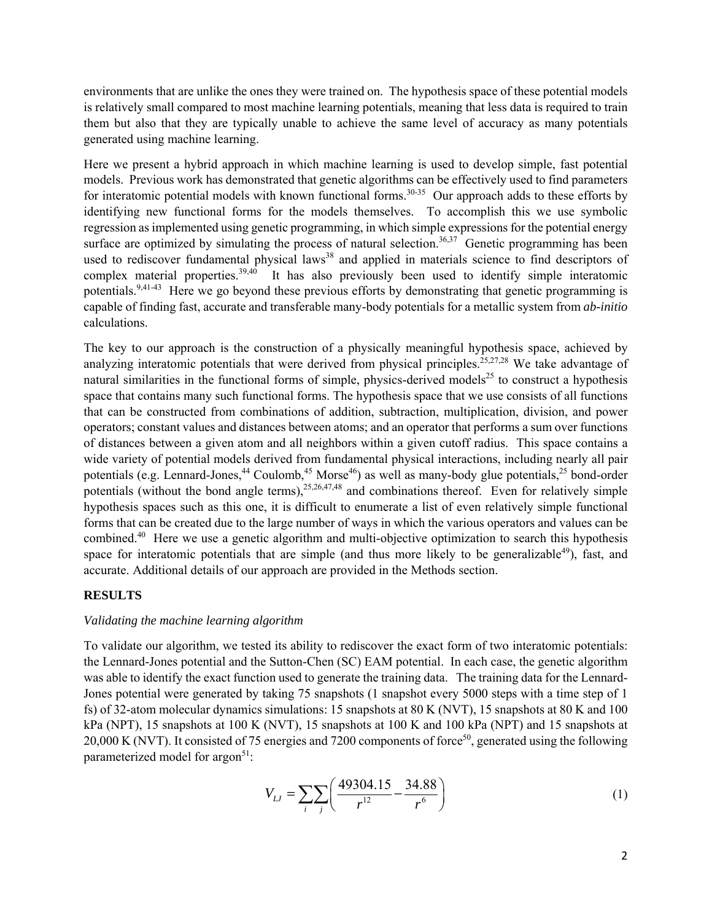environments that are unlike the ones they were trained on. The hypothesis space of these potential models is relatively small compared to most machine learning potentials, meaning that less data is required to train them but also that they are typically unable to achieve the same level of accuracy as many potentials generated using machine learning.

Here we present a hybrid approach in which machine learning is used to develop simple, fast potential models. Previous work has demonstrated that genetic algorithms can be effectively used to find parameters for interatomic potential models with known functional forms.[30-35] Our approach adds to these efforts by identifying new functional forms for the models themselves. To accomplish this we use symbolic regression as implemented using genetic programming, in which simple expressions for the potential energy surface are optimized by simulating the process of natural selection.[36,37] Genetic programming has been used to rediscover fundamental physical laws[38] and applied in materials science to find descriptors of complex material properties.[39,40] It has also previously been used to identify simple interatomic potentials.[9,41-43] Here we go beyond these previous efforts by demonstrating that genetic programming is capable of finding fast, accurate and transferable many-body potentials for a metallic system from *ab-initio* calculations.

The key to our approach is the construction of a physically meaningful hypothesis space, achieved by analyzing interatomic potentials that were derived from physical principles.[25,27,28] We take advantage of natural similarities in the functional forms of simple, physics-derived models[25] to construct a hypothesis space that contains many such functional forms. The hypothesis space that we use consists of all functions that can be constructed from combinations of addition, subtraction, multiplication, division, and power operators; constant values and distances between atoms; and an operator that performs a sum over functions of distances between a given atom and all neighbors within a given cutoff radius. This space contains a wide variety of potential models derived from fundamental physical interactions, including nearly all pair potentials (e.g. Lennard-Jones,[44] Coulomb,[45] Morse[46]) as well as many-body glue potentials,[25] bond-order potentials (without the bond angle terms),[25,26,47,48] and combinations thereof. Even for relatively simple hypothesis spaces such as this one, it is difficult to enumerate a list of even relatively simple functional forms that can be created due to the large number of ways in which the various operators and values can be combined.[40] Here we use a genetic algorithm and multi-objective optimization to search this hypothesis space for interatomic potentials that are simple (and thus more likely to be generalizable[49]), fast, and accurate. Additional details of our approach are provided in the Methods section.

## RESULTS

### *Validating the machine learning algorithm*

To validate our algorithm, we tested its ability to rediscover the exact form of two interatomic potentials: the Lennard-Jones potential and the Sutton-Chen (SC) EAM potential. In each case, the genetic algorithm was able to identify the exact function used to generate the training data. The training data for the Lennard-Jones potential were generated by taking 75 snapshots (1 snapshot every 5000 steps with a time step of 1 fs) of 32-atom molecular dynamics simulations: 15 snapshots at 80 K (NVT), 15 snapshots at 80 K and 100 kPa (NPT), 15 snapshots at 100 K (NVT), 15 snapshots at 100 K and 100 kPa (NPT) and 15 snapshots at 20,000 K (NVT). It consisted of 75 energies and 7200 components of force[50], generated using the following parameterized model for argon[51]:

$$V_{LJ} = \sum_{i}\sum_{j}\left(\frac{49304.15}{r^{12}} - \frac{34.88}{r^{6}}\right) \tag{1}$$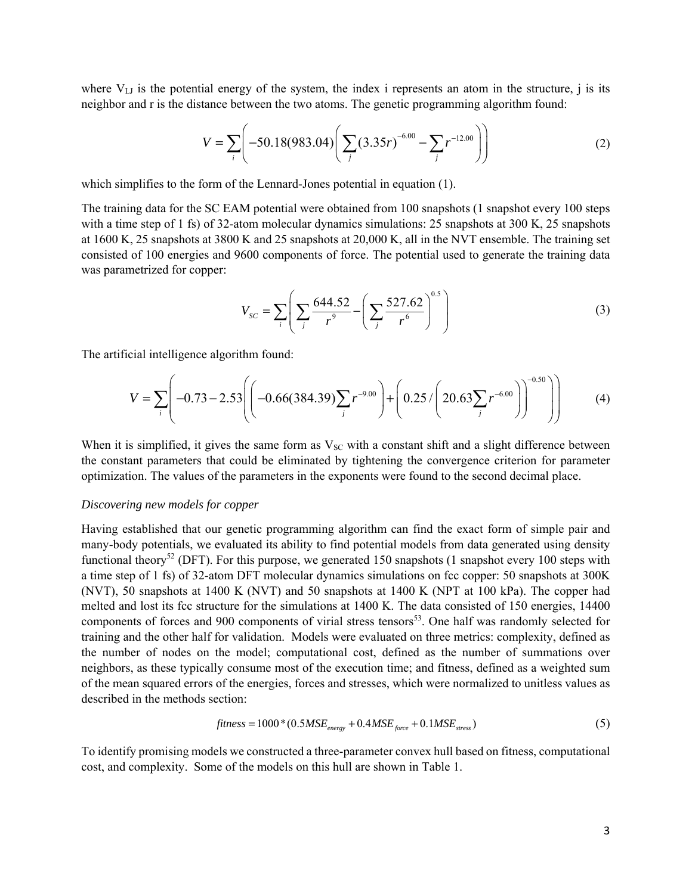where $V_{LJ}$ is the potential energy of the system, the index i represents an atom in the structure, j is its neighbor and r is the distance between the two atoms. The genetic programming algorithm found:

$$V = \sum_i \left( -50.18(983.04) \left( \sum_j (3.35r)^{-6.00} - \sum_j r^{-12.00} \right) \right) \tag{2}$$

which simplifies to the form of the Lennard-Jones potential in equation (1).

The training data for the SC EAM potential were obtained from 100 snapshots (1 snapshot every 100 steps with a time step of 1 fs) of 32-atom molecular dynamics simulations: 25 snapshots at 300 K, 25 snapshots at 1600 K, 25 snapshots at 3800 K and 25 snapshots at 20,000 K, all in the NVT ensemble. The training set consisted of 100 energies and 9600 components of force. The potential used to generate the training data was parametrized for copper:

$$V_{SC} = \sum_i \left( \sum_j \frac{644.52}{r^9} - \left( \sum_j \frac{527.62}{r^6} \right)^{0.5} \right) \tag{3}$$

The artificial intelligence algorithm found:

$$V = \sum_i \left( -0.73 - 2.53 \left( \left( -0.66(384.39) \sum_j r^{-9.00} \right) + \left( 0.25 / \left( 20.63 \sum_j r^{-6.00} \right) \right)^{-0.50} \right) \right) \tag{4}$$

When it is simplified, it gives the same form as $V_{SC}$ with a constant shift and a slight difference between the constant parameters that could be eliminated by tightening the convergence criterion for parameter optimization. The values of the parameters in the exponents were found to the second decimal place.

*Discovering new models for copper*

Having established that our genetic programming algorithm can find the exact form of simple pair and many-body potentials, we evaluated its ability to find potential models from data generated using density functional theory[52] (DFT). For this purpose, we generated 150 snapshots (1 snapshot every 100 steps with a time step of 1 fs) of 32-atom DFT molecular dynamics simulations on fcc copper: 50 snapshots at 300K (NVT), 50 snapshots at 1400 K (NVT) and 50 snapshots at 1400 K (NPT at 100 kPa). The copper had melted and lost its fcc structure for the simulations at 1400 K. The data consisted of 150 energies, 14400 components of forces and 900 components of virial stress tensors[53]. One half was randomly selected for training and the other half for validation. Models were evaluated on three metrics: complexity, defined as the number of nodes on the model; computational cost, defined as the number of summations over neighbors, as these typically consume most of the execution time; and fitness, defined as a weighted sum of the mean squared errors of the energies, forces and stresses, which were normalized to unitless values as described in the methods section:

$$fitness = 1000 * (0.5MSE_{energy} + 0.4MSE_{force} + 0.1MSE_{stress}) \tag{5}$$

To identify promising models we constructed a three-parameter convex hull based on fitness, computational cost, and complexity. Some of the models on this hull are shown in Table 1.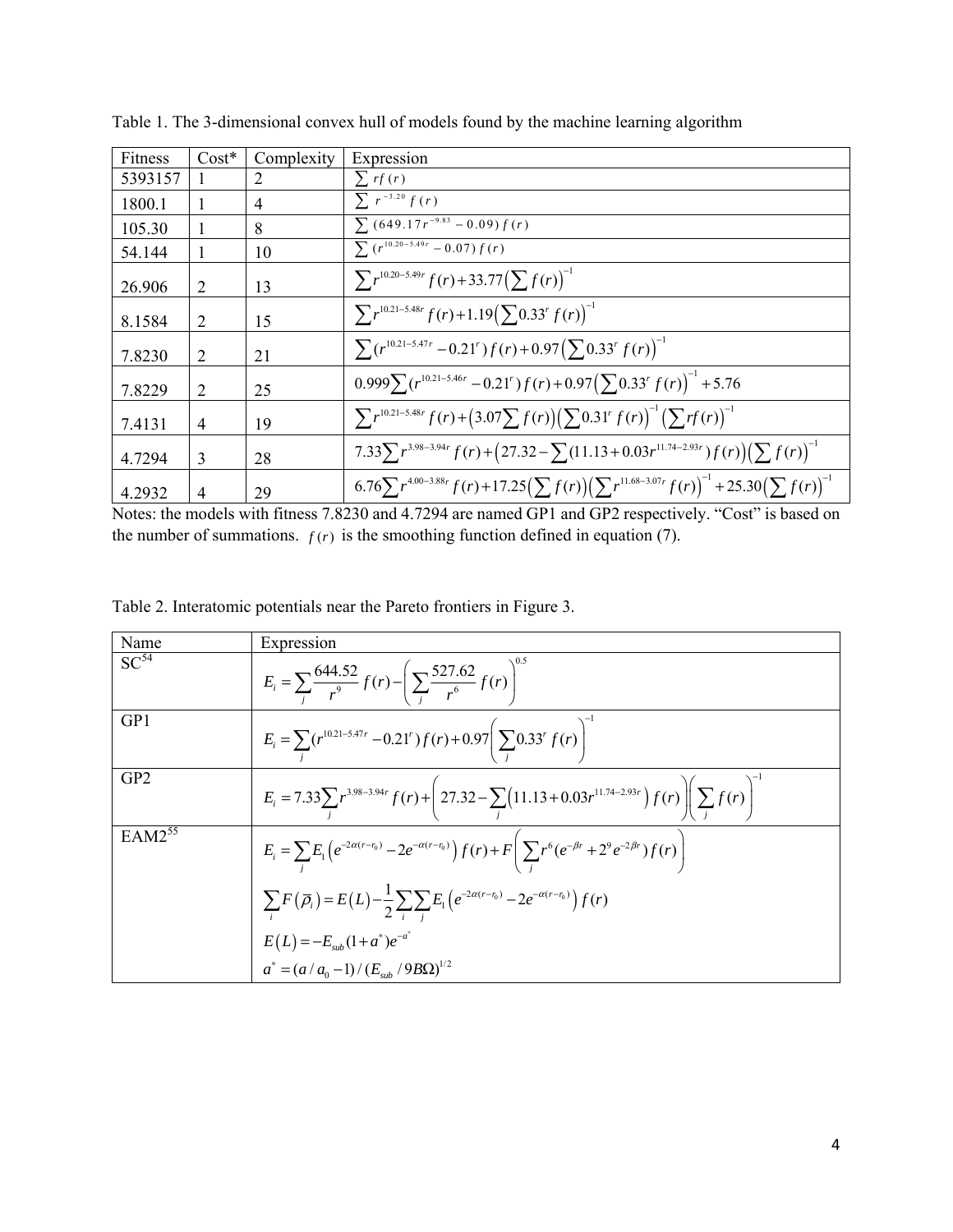Table 1. The 3-dimensional convex hull of models found by the machine learning algorithm

| Fitness | Cost* | Complexity | Expression |
|---|---|---|---|
| 5393157 | 1 | 2 | $\sum rf(r)$ |
| 1800.1 | 1 | 4 | $\sum r^{-3.20} f(r)$ |
| 105.30 | 1 | 8 | $\sum (649.17r^{-9.83} - 0.09) f(r)$ |
| 54.144 | 1 | 10 | $\sum (r^{10.20-5.49r} - 0.07) f(r)$ |
| 26.906 | 2 | 13 | $\sum r^{10.20-5.49r} f(r) + 33.77\left(\sum f(r)\right)^{-1}$ |
| 8.1584 | 2 | 15 | $\sum r^{10.21-5.48r} f(r) + 1.19\left(\sum 0.33^r f(r)\right)^{-1}$ |
| 7.8230 | 2 | 21 | $\sum (r^{10.21-5.47r} - 0.21^r) f(r) + 0.97\left(\sum 0.33^r f(r)\right)^{-1}$ |
| 7.8229 | 2 | 25 | $0.999\sum (r^{10.21-5.46r} - 0.21^r) f(r) + 0.97\left(\sum 0.33^r f(r)\right)^{-1} + 5.76$ |
| 7.4131 | 4 | 19 | $\sum r^{10.21-5.48r} f(r) + \left(3.07\sum f(r)\right)\left(\sum 0.31^r f(r)\right)^{-1}\left(\sum rf(r)\right)^{-1}$ |
| 4.7294 | 3 | 28 | $7.33\sum r^{3.98-3.94r} f(r) + \left(27.32 - \sum (11.13 + 0.03r^{11.74-2.93r}) f(r)\right)\left(\sum f(r)\right)^{-1}$ |
| 4.2932 | 4 | 29 | $6.76\sum r^{4.00-3.88r} f(r) + 17.25\left(\sum f(r)\right)\left(\sum r^{11.68-3.07r} f(r)\right)^{-1} + 25.30\left(\sum f(r)\right)^{-1}$ |

Notes: the models with fitness 7.8230 and 4.7294 are named GP1 and GP2 respectively. "Cost" is based on the number of summations. $f(r)$ is the smoothing function defined in equation (7).

Table 2. Interatomic potentials near the Pareto frontiers in Figure 3.

| Name | Expression |
|---|---|
| SC[54] | $E_i = \sum_j \frac{644.52}{r^9} f(r) - \left(\sum_j \frac{527.62}{r^6} f(r)\right)^{0.5}$ |
| GP1 | $E_i = \sum_j (r^{10.21-5.47r} - 0.21^r) f(r) + 0.97\left(\sum_j 0.33^r f(r)\right)^{-1}$ |
| GP2 | $E_i = 7.33\sum_j r^{3.98-3.94r} f(r) + \left(27.32 - \sum_j \left(11.13 + 0.03r^{11.74-2.93r}\right) f(r)\right)\left(\sum_j f(r)\right)^{-1}$ |
| EAM2[55] | $E_i = \sum_j E_1\left(e^{-2\alpha(r-r_0)} - 2e^{-\alpha(r-r_0)}\right) f(r) + F\left(\sum_j r^6 (e^{-\beta r} + 2^9 e^{-2\beta r}) f(r)\right)$ <br> $\sum_i F(\bar{\rho}_i) = E(L) - \frac{1}{2}\sum_i \sum_j E_1\left(e^{-2\alpha(r-r_0)} - 2e^{-\alpha(r-r_0)}\right) f(r)$ <br> $E(L) = -E_{sub}(1+a^*)e^{-a^*}$ <br> $a^* = (a/a_0 - 1)/(E_{sub}/9B\Omega)^{1/2}$ |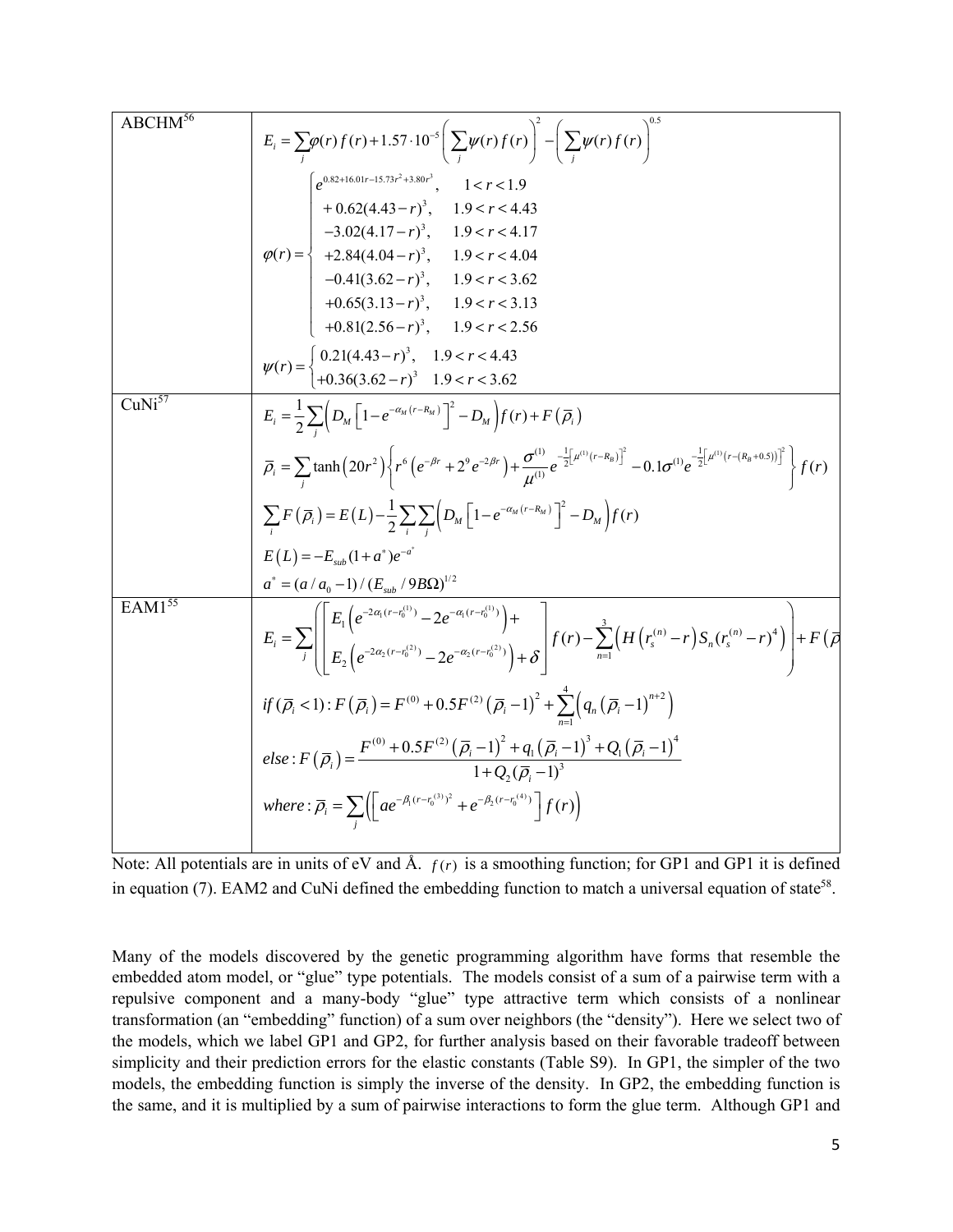| | |
|---|---|
| ABCHM[56] | $E_i = \sum_j \varphi(r) f(r) + 1.57 \cdot 10^{-5} \left( \sum_j \psi(r) f(r) \right)^2 - \left( \sum_j \psi(r) f(r) \right)^{0.5}$ <br> $\varphi(r) = \begin{cases} e^{0.82+16.01r-15.73r^2+3.80r^3}, & 1 < r < 1.9 \\ +0.62(4.43-r)^3, & 1.9 < r < 4.43 \\ -3.02(4.17-r)^3, & 1.9 < r < 4.17 \\ +2.84(4.04-r)^3, & 1.9 < r < 4.04 \\ -0.41(3.62-r)^3, & 1.9 < r < 3.62 \\ +0.65(3.13-r)^3, & 1.9 < r < 3.13 \\ +0.81(2.56-r)^3, & 1.9 < r < 2.56 \end{cases}$ <br> $\psi(r) = \begin{cases} 0.21(4.43-r)^3, & 1.9 < r < 4.43 \\ +0.36(3.62-r)^3 & 1.9 < r < 3.62 \end{cases}$ |
| CuNi[57] | $E_i = \frac{1}{2} \sum_j \left( D_M \left[ 1 - e^{-\alpha_M (r - R_M)} \right]^2 - D_M \right) f(r) + F(\bar{\rho}_i)$ <br> $\bar{\rho}_i = \sum_j \tanh(20r^2) \left\{ r^6 \left( e^{-\beta r} + 2^9 e^{-2\beta r} \right) + \frac{\sigma^{(1)}}{\mu^{(1)}} e^{-\frac{1}{2}\left[\mu^{(1)}(r-R_B)\right]^2} - 0.1\sigma^{(1)} e^{-\frac{1}{2}\left[\mu^{(1)}(r-(R_B+0.5))\right]^2} \right\} f(r)$ <br> $\sum_i F(\bar{\rho}_i) = E(L) - \frac{1}{2} \sum_i \sum_j \left( D_M \left[ 1 - e^{-\alpha_M (r-R_M)} \right]^2 - D_M \right) f(r)$ <br> $E(L) = -E_{sub}(1+a^*)e^{-a^*}$ <br> $a^* = (a/a_0 - 1)/(E_{sub}/9B\Omega)^{1/2}$ |
| EAM1[55] | $E_i = \sum_j \left( \left[ \begin{array}{l} E_1 \left( e^{-2\alpha_1 (r - r_0^{(1)})} - 2e^{-\alpha_1 (r - r_0^{(1)})} \right) + \\ E_2 \left( e^{-2\alpha_2 (r - r_0^{(2)})} - 2e^{-\alpha_2 (r - r_0^{(2)})} \right) + \delta \end{array} \right] f(r) - \sum_{n=1}^{3} \left( H\left(r_s^{(n)} - r\right) S_n \left(r_s^{(n)} - r\right)^4 \right) \right) + F(\bar{\rho}$ <br> $if\,(\bar{\rho}_i < 1): F(\bar{\rho}_i) = F^{(0)} + 0.5F^{(2)}(\bar{\rho}_i - 1)^2 + \sum_{n=1}^{4} \left( q_n (\bar{\rho}_i - 1)^{n+2} \right)$ <br> $else: F(\bar{\rho}_i) = \frac{F^{(0)} + 0.5F^{(2)}(\bar{\rho}_i - 1)^2 + q_1(\bar{\rho}_i - 1)^3 + Q_1(\bar{\rho}_i - 1)^4}{1 + Q_2(\bar{\rho}_i - 1)^3}$ <br> $where: \bar{\rho}_i = \sum_j \left( \left[ a e^{-\beta_1 (r - r_0^{(3)})^2} + e^{-\beta_2 (r - r_0^{(4)})} \right] f(r) \right)$ |

Note: All potentials are in units of eV and Å. $f(r)$ is a smoothing function; for GP1 and GP1 it is defined in equation (7). EAM2 and CuNi defined the embedding function to match a universal equation of state[58].

Many of the models discovered by the genetic programming algorithm have forms that resemble the embedded atom model, or "glue" type potentials. The models consist of a sum of a pairwise term with a repulsive component and a many-body "glue" type attractive term which consists of a nonlinear transformation (an "embedding" function) of a sum over neighbors (the "density"). Here we select two of the models, which we label GP1 and GP2, for further analysis based on their favorable tradeoff between simplicity and their prediction errors for the elastic constants (Table S9). In GP1, the simpler of the two models, the embedding function is simply the inverse of the density. In GP2, the embedding function is the same, and it is multiplied by a sum of pairwise interactions to form the glue term. Although GP1 and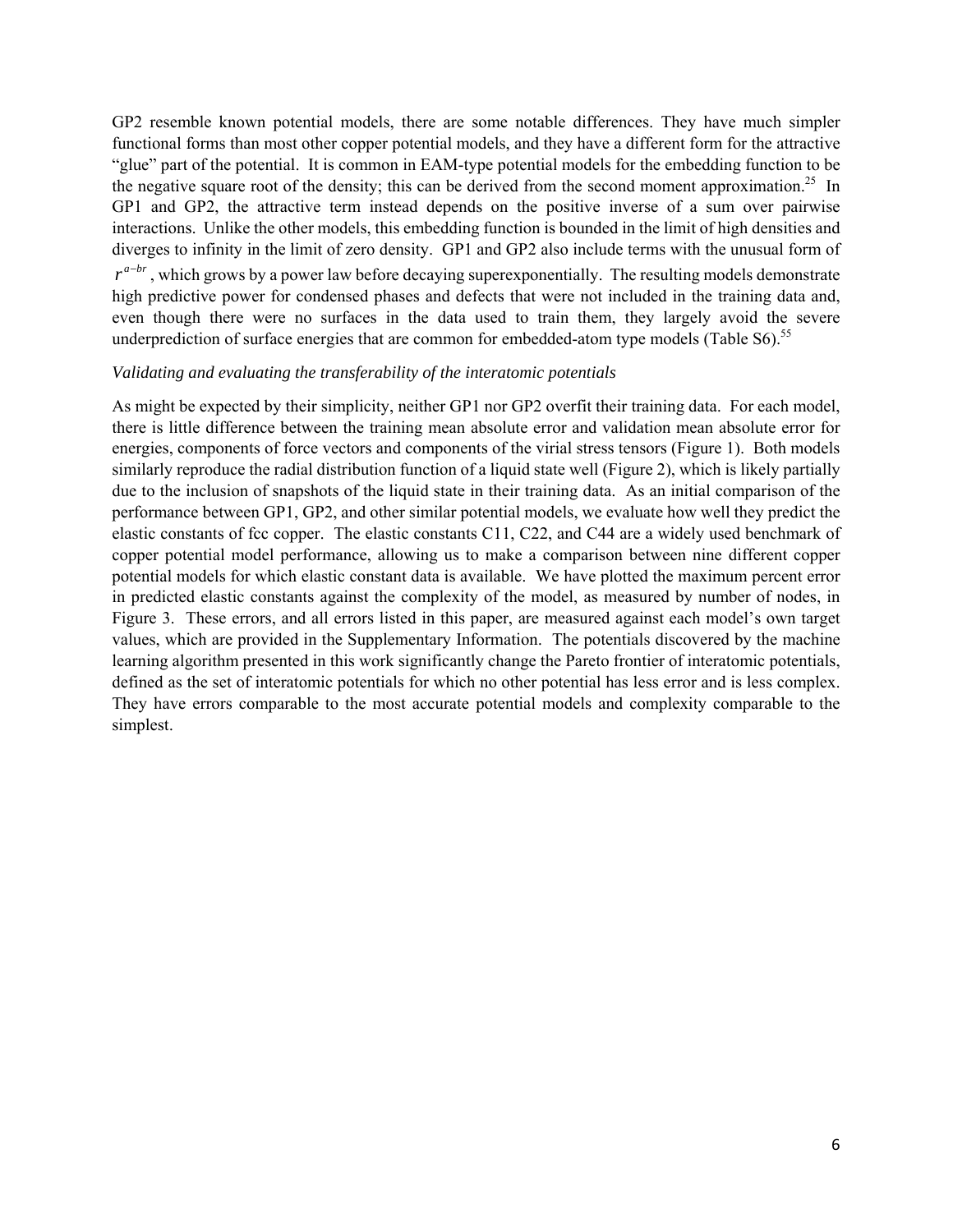GP2 resemble known potential models, there are some notable differences. They have much simpler functional forms than most other copper potential models, and they have a different form for the attractive "glue" part of the potential. It is common in EAM-type potential models for the embedding function to be the negative square root of the density; this can be derived from the second moment approximation.[25] In GP1 and GP2, the attractive term instead depends on the positive inverse of a sum over pairwise interactions. Unlike the other models, this embedding function is bounded in the limit of high densities and diverges to infinity in the limit of zero density. GP1 and GP2 also include terms with the unusual form of $r^{a-br}$, which grows by a power law before decaying superexponentially. The resulting models demonstrate high predictive power for condensed phases and defects that were not included in the training data and, even though there were no surfaces in the data used to train them, they largely avoid the severe underprediction of surface energies that are common for embedded-atom type models (Table S6).[55]

*Validating and evaluating the transferability of the interatomic potentials*

As might be expected by their simplicity, neither GP1 nor GP2 overfit their training data. For each model, there is little difference between the training mean absolute error and validation mean absolute error for energies, components of force vectors and components of the virial stress tensors (Figure 1). Both models similarly reproduce the radial distribution function of a liquid state well (Figure 2), which is likely partially due to the inclusion of snapshots of the liquid state in their training data. As an initial comparison of the performance between GP1, GP2, and other similar potential models, we evaluate how well they predict the elastic constants of fcc copper. The elastic constants C11, C22, and C44 are a widely used benchmark of copper potential model performance, allowing us to make a comparison between nine different copper potential models for which elastic constant data is available. We have plotted the maximum percent error in predicted elastic constants against the complexity of the model, as measured by number of nodes, in Figure 3. These errors, and all errors listed in this paper, are measured against each model's own target values, which are provided in the Supplementary Information. The potentials discovered by the machine learning algorithm presented in this work significantly change the Pareto frontier of interatomic potentials, defined as the set of interatomic potentials for which no other potential has less error and is less complex. They have errors comparable to the most accurate potential models and complexity comparable to the simplest.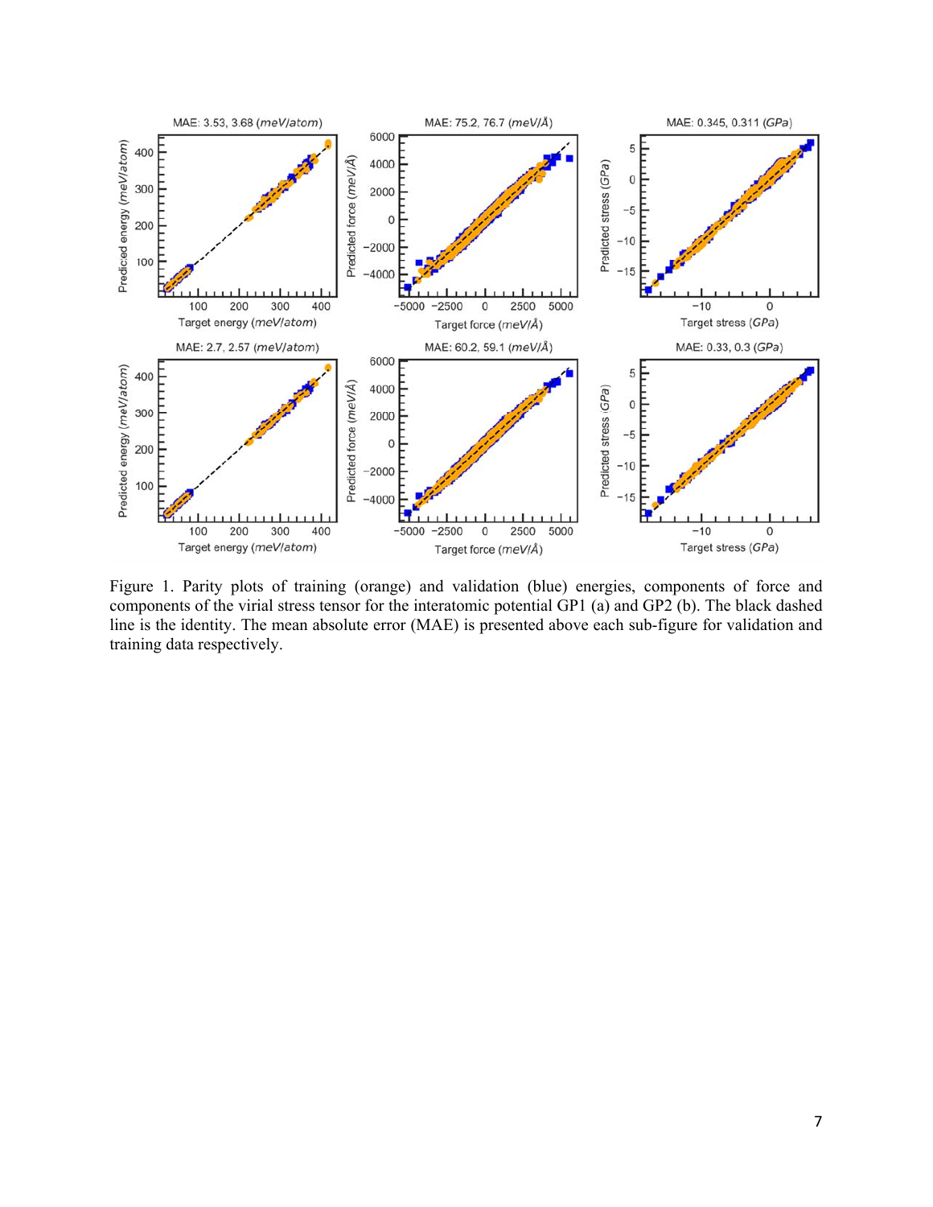Figure 1. Parity plots of training (orange) and validation (blue) energies, components of force and components of the virial stress tensor for the interatomic potential GP1 (a) and GP2 (b). The black dashed line is the identity. The mean absolute error (MAE) is presented above each sub-figure for validation and training data respectively.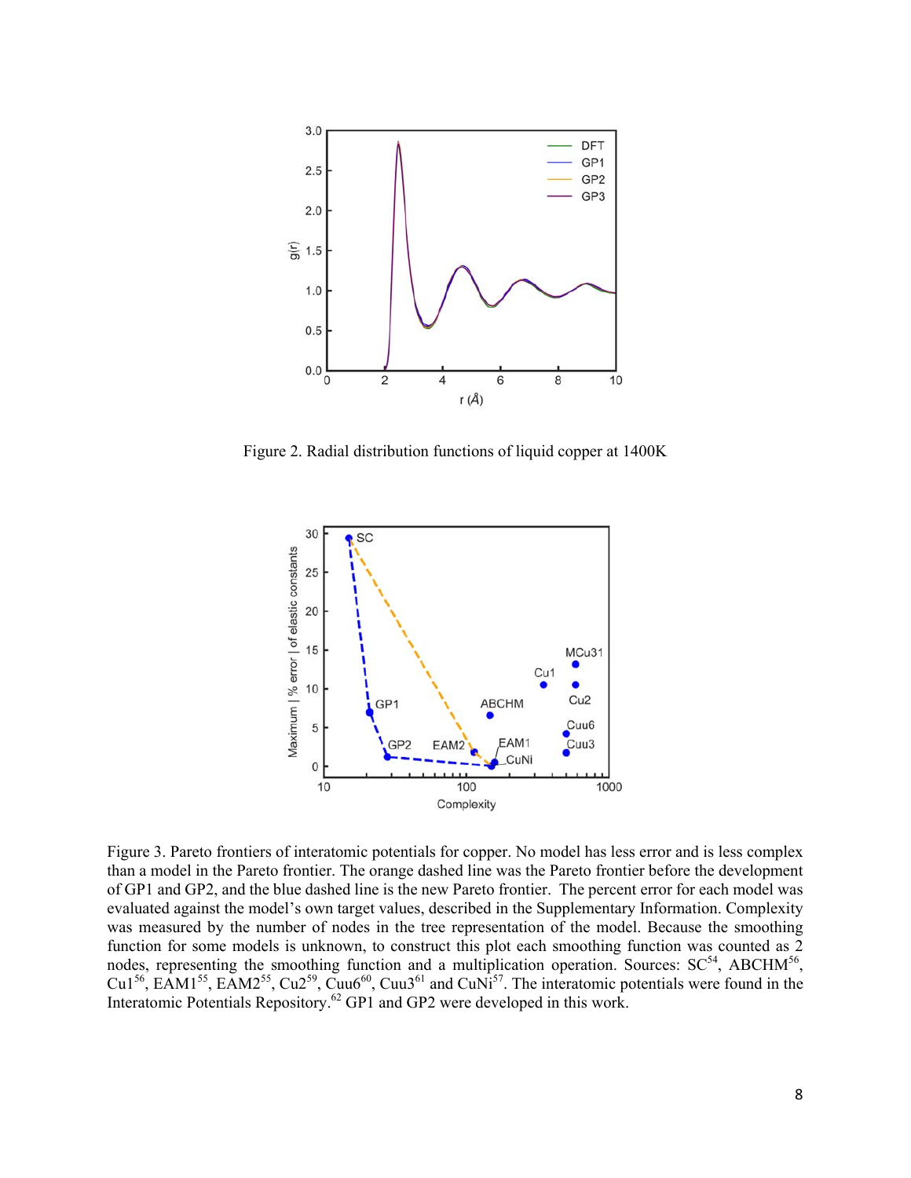Figure 2. Radial distribution functions of liquid copper at 1400K

Figure 3. Pareto frontiers of interatomic potentials for copper. No model has less error and is less complex than a model in the Pareto frontier. The orange dashed line was the Pareto frontier before the development of GP1 and GP2, and the blue dashed line is the new Pareto frontier. The percent error for each model was evaluated against the model's own target values, described in the Supplementary Information. Complexity was measured by the number of nodes in the tree representation of the model. Because the smoothing function for some models is unknown, to construct this plot each smoothing function was counted as 2 nodes, representing the smoothing function and a multiplication operation. Sources: SC[54], ABCHM[56], Cu1[56], EAM1[55], EAM2[55], Cu2[59], Cuu6[60], Cuu3[61] and CuNi[57]. The interatomic potentials were found in the Interatomic Potentials Repository.[62] GP1 and GP2 were developed in this work.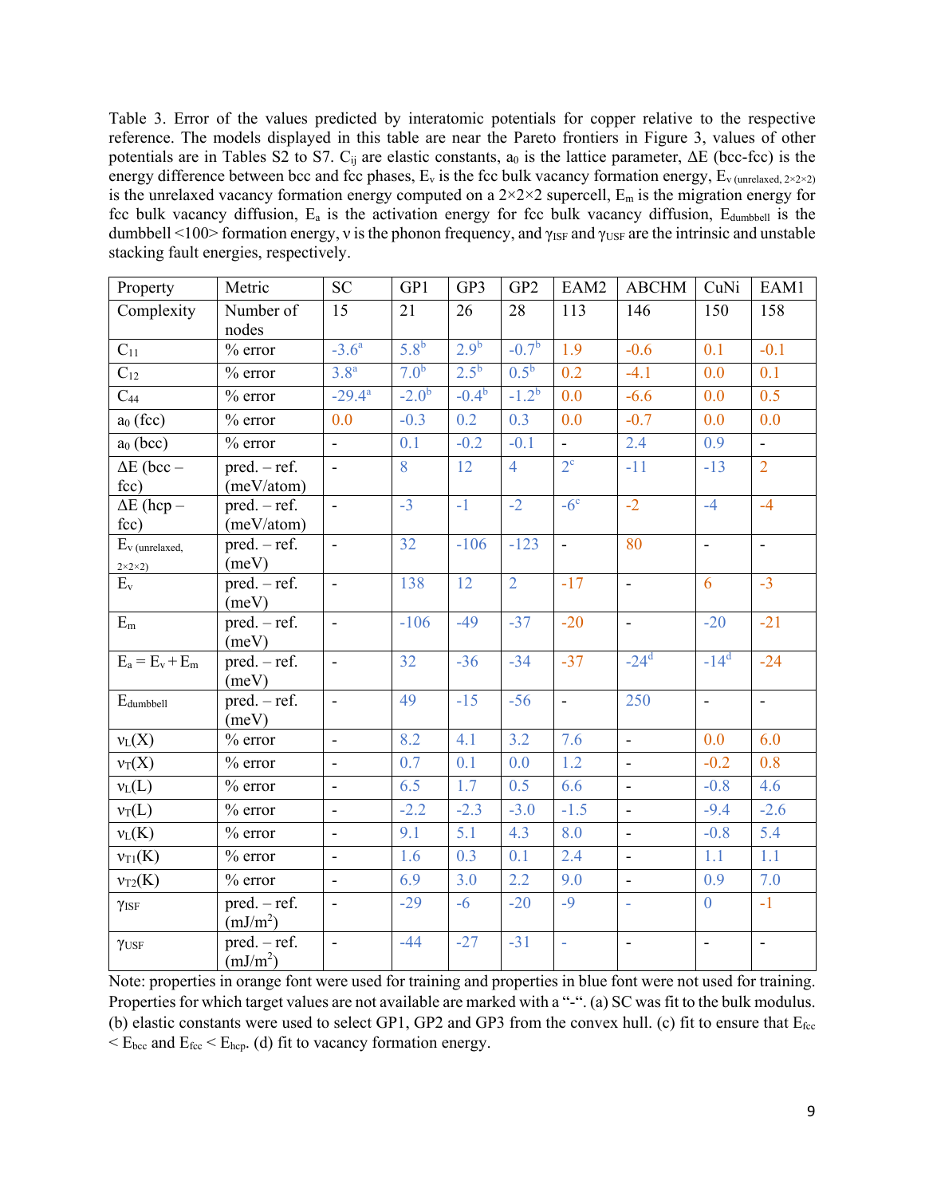Table 3. Error of the values predicted by interatomic potentials for copper relative to the respective reference. The models displayed in this table are near the Pareto frontiers in Figure 3, values of other potentials are in Tables S2 to S7. $C_{ij}$ are elastic constants, $a_0$ is the lattice parameter, ΔE (bcc-fcc) is the energy difference between bcc and fcc phases, $E_v$ is the fcc bulk vacancy formation energy, $E_{v\,(unrelaxed,\,2\times2\times2)}$ is the unrelaxed vacancy formation energy computed on a 2×2×2 supercell, $E_m$ is the migration energy for fcc bulk vacancy diffusion, $E_a$ is the activation energy for fcc bulk vacancy diffusion, $E_{dumbbell}$ is the dumbbell <100> formation energy, ν is the phonon frequency, and $\gamma_{ISF}$ and $\gamma_{USF}$ are the intrinsic and unstable stacking fault energies, respectively.

| Property | Metric | SC | GP1 | GP3 | GP2 | EAM2 | ABCHM | CuNi | EAM1 |
|---|---|---|---|---|---|---|---|---|---|
| Complexity | Number of nodes | 15 | 21 | 26 | 28 | 113 | 146 | 150 | 158 |
| $C_{11}$ | % error | -3.6[a] | 5.8[b] | 2.9[b] | -0.7[b] | 1.9 | -0.6 | 0.1 | -0.1 |
| $C_{12}$ | % error | 3.8[a] | 7.0[b] | 2.5[b] | 0.5[b] | 0.2 | -4.1 | 0.0 | 0.1 |
| $C_{44}$ | % error | -29.4[a] | -2.0[b] | -0.4[b] | -1.2[b] | 0.0 | -6.6 | 0.0 | 0.5 |
| $a_0$ (fcc) | % error | 0.0 | -0.3 | 0.2 | 0.3 | 0.0 | -0.7 | 0.0 | 0.0 |
| $a_0$ (bcc) | % error | - | 0.1 | -0.2 | -0.1 | - | 2.4 | 0.9 | - |
| ΔE (bcc – fcc) | pred. – ref. (meV/atom) | - | 8 | 12 | 4 | 2[c] | -11 | -13 | 2 |
| ΔE (hcp – fcc) | pred. – ref. (meV/atom) | - | -3 | -1 | -2 | -6[c] | -2 | -4 | -4 |
| $E_{v\,(unrelaxed,\,2\times2\times2)}$ | pred. – ref. (meV) | - | 32 | -106 | -123 | - | 80 | - | - |
| $E_v$ | pred. – ref. (meV) | - | 138 | 12 | 2 | -17 | - | 6 | -3 |
| $E_m$ | pred. – ref. (meV) | - | -106 | -49 | -37 | -20 | - | -20 | -21 |
| $E_a = E_v + E_m$ | pred. – ref. (meV) | - | 32 | -36 | -34 | -37 | -24[d] | -14[d] | -24 |
| $E_{dumbbell}$ | pred. – ref. (meV) | - | 49 | -15 | -56 | - | 250 | - | - |
| $\nu_L(X)$ | % error | - | 8.2 | 4.1 | 3.2 | 7.6 | - | 0.0 | 6.0 |
| $\nu_T(X)$ | % error | - | 0.7 | 0.1 | 0.0 | 1.2 | - | -0.2 | 0.8 |
| $\nu_L(L)$ | % error | - | 6.5 | 1.7 | 0.5 | 6.6 | - | -0.8 | 4.6 |
| $\nu_T(L)$ | % error | - | -2.2 | -2.3 | -3.0 | -1.5 | - | -9.4 | -2.6 |
| $\nu_L(K)$ | % error | - | 9.1 | 5.1 | 4.3 | 8.0 | - | -0.8 | 5.4 |
| $\nu_{T1}(K)$ | % error | - | 1.6 | 0.3 | 0.1 | 2.4 | - | 1.1 | 1.1 |
| $\nu_{T2}(K)$ | % error | - | 6.9 | 3.0 | 2.2 | 9.0 | - | 0.9 | 7.0 |
| $\gamma_{ISF}$ | pred. – ref. (mJ/m$^2$) | - | -29 | -6 | -20 | -9 | - | 0 | -1 |
| $\gamma_{USF}$ | pred. – ref. (mJ/m$^2$) | - | -44 | -27 | -31 | - | - | - | - |

Note: properties in orange font were used for training and properties in blue font were not used for training. Properties for which target values are not available are marked with a "-". (a) SC was fit to the bulk modulus. (b) elastic constants were used to select GP1, GP2 and GP3 from the convex hull. (c) fit to ensure that $E_{fcc} < E_{bcc}$ and $E_{fcc} < E_{hcp}$. (d) fit to vacancy formation energy.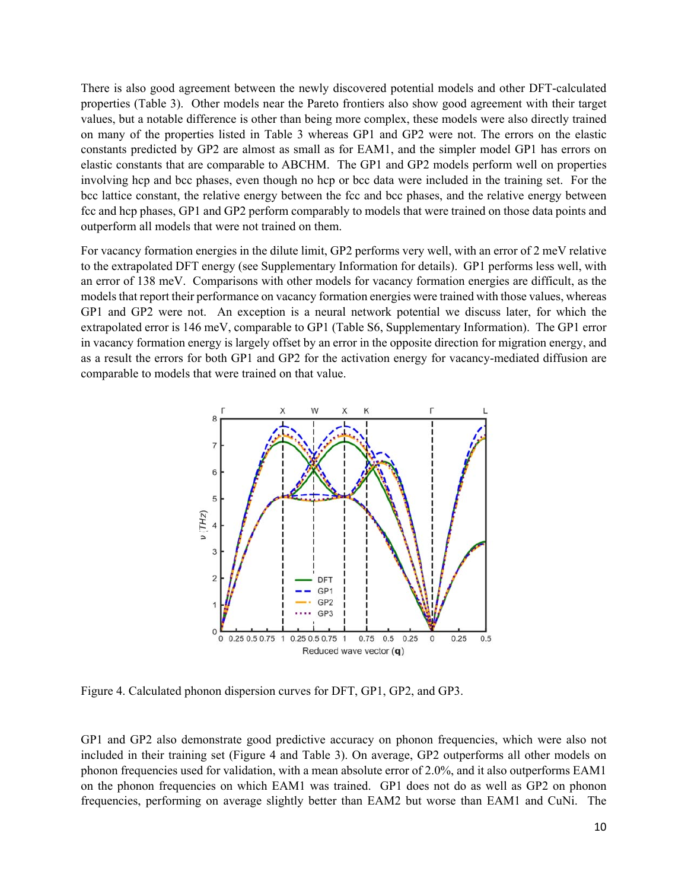There is also good agreement between the newly discovered potential models and other DFT-calculated properties (Table 3). Other models near the Pareto frontiers also show good agreement with their target values, but a notable difference is other than being more complex, these models were also directly trained on many of the properties listed in Table 3 whereas GP1 and GP2 were not. The errors on the elastic constants predicted by GP2 are almost as small as for EAM1, and the simpler model GP1 has errors on elastic constants that are comparable to ABCHM. The GP1 and GP2 models perform well on properties involving hcp and bcc phases, even though no hcp or bcc data were included in the training set. For the bcc lattice constant, the relative energy between the fcc and bcc phases, and the relative energy between fcc and hcp phases, GP1 and GP2 perform comparably to models that were trained on those data points and outperform all models that were not trained on them.

For vacancy formation energies in the dilute limit, GP2 performs very well, with an error of 2 meV relative to the extrapolated DFT energy (see Supplementary Information for details). GP1 performs less well, with an error of 138 meV. Comparisons with other models for vacancy formation energies are difficult, as the models that report their performance on vacancy formation energies were trained with those values, whereas GP1 and GP2 were not. An exception is a neural network potential we discuss later, for which the extrapolated error is 146 meV, comparable to GP1 (Table S6, Supplementary Information). The GP1 error in vacancy formation energy is largely offset by an error in the opposite direction for migration energy, and as a result the errors for both GP1 and GP2 for the activation energy for vacancy-mediated diffusion are comparable to models that were trained on that value.

Figure 4. Calculated phonon dispersion curves for DFT, GP1, GP2, and GP3.

GP1 and GP2 also demonstrate good predictive accuracy on phonon frequencies, which were also not included in their training set (Figure 4 and Table 3). On average, GP2 outperforms all other models on phonon frequencies used for validation, with a mean absolute error of 2.0%, and it also outperforms EAM1 on the phonon frequencies on which EAM1 was trained. GP1 does not do as well as GP2 on phonon frequencies, performing on average slightly better than EAM2 but worse than EAM1 and CuNi. The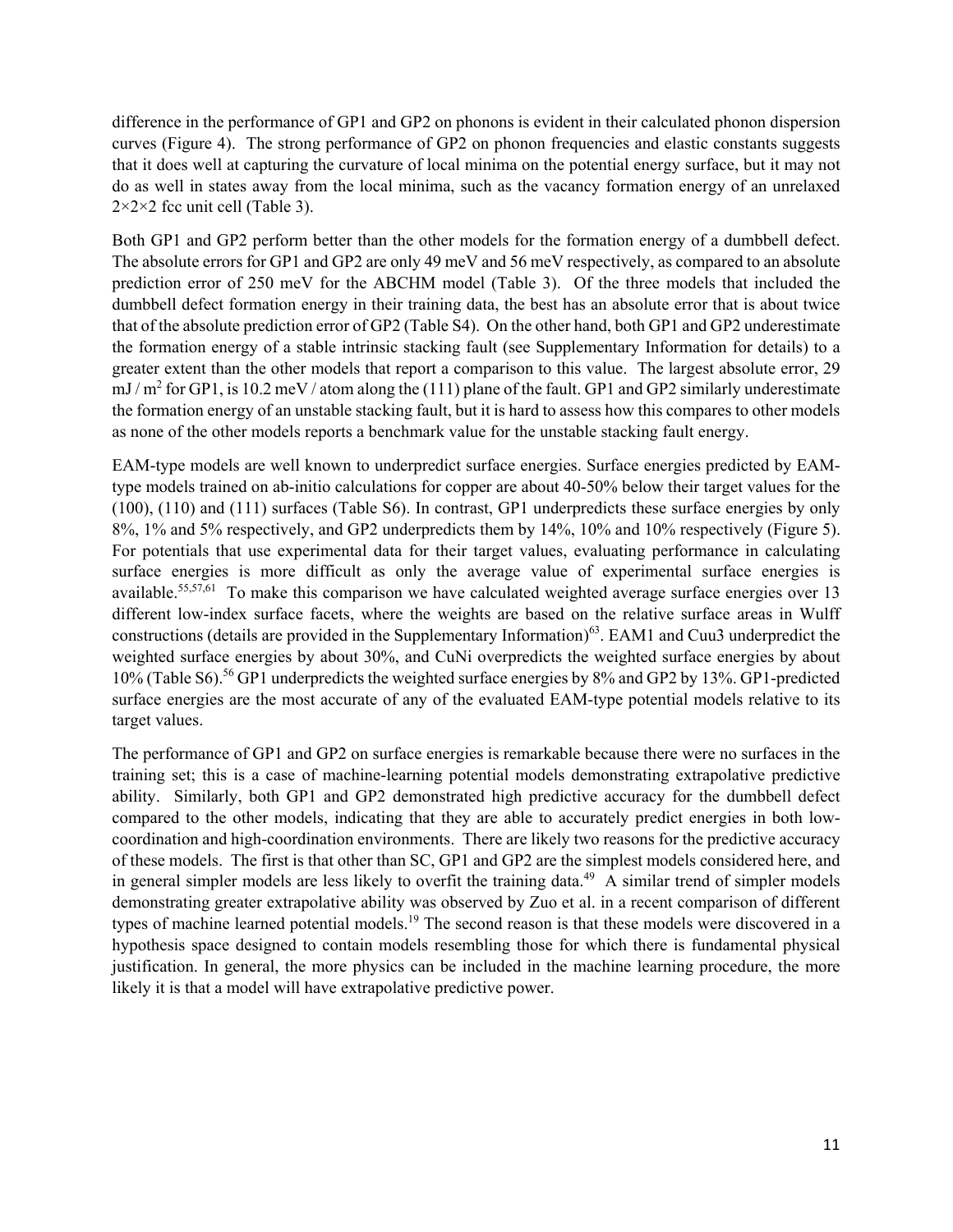difference in the performance of GP1 and GP2 on phonons is evident in their calculated phonon dispersion curves (Figure 4). The strong performance of GP2 on phonon frequencies and elastic constants suggests that it does well at capturing the curvature of local minima on the potential energy surface, but it may not do as well in states away from the local minima, such as the vacancy formation energy of an unrelaxed 2×2×2 fcc unit cell (Table 3).

Both GP1 and GP2 perform better than the other models for the formation energy of a dumbbell defect. The absolute errors for GP1 and GP2 are only 49 meV and 56 meV respectively, as compared to an absolute prediction error of 250 meV for the ABCHM model (Table 3). Of the three models that included the dumbbell defect formation energy in their training data, the best has an absolute error that is about twice that of the absolute prediction error of GP2 (Table S4). On the other hand, both GP1 and GP2 underestimate the formation energy of a stable intrinsic stacking fault (see Supplementary Information for details) to a greater extent than the other models that report a comparison to this value. The largest absolute error, 29 mJ / m$^2$ for GP1, is 10.2 meV / atom along the (111) plane of the fault. GP1 and GP2 similarly underestimate the formation energy of an unstable stacking fault, but it is hard to assess how this compares to other models as none of the other models reports a benchmark value for the unstable stacking fault energy.

EAM-type models are well known to underpredict surface energies. Surface energies predicted by EAM-type models trained on ab-initio calculations for copper are about 40-50% below their target values for the (100), (110) and (111) surfaces (Table S6). In contrast, GP1 underpredicts these surface energies by only 8%, 1% and 5% respectively, and GP2 underpredicts them by 14%, 10% and 10% respectively (Figure 5). For potentials that use experimental data for their target values, evaluating performance in calculating surface energies is more difficult as only the average value of experimental surface energies is available.[55,57,61] To make this comparison we have calculated weighted average surface energies over 13 different low-index surface facets, where the weights are based on the relative surface areas in Wulff constructions (details are provided in the Supplementary Information)[63]. EAM1 and Cuu3 underpredict the weighted surface energies by about 30%, and CuNi overpredicts the weighted surface energies by about 10% (Table S6).[56] GP1 underpredicts the weighted surface energies by 8% and GP2 by 13%. GP1-predicted surface energies are the most accurate of any of the evaluated EAM-type potential models relative to its target values.

The performance of GP1 and GP2 on surface energies is remarkable because there were no surfaces in the training set; this is a case of machine-learning potential models demonstrating extrapolative predictive ability. Similarly, both GP1 and GP2 demonstrated high predictive accuracy for the dumbbell defect compared to the other models, indicating that they are able to accurately predict energies in both low-coordination and high-coordination environments. There are likely two reasons for the predictive accuracy of these models. The first is that other than SC, GP1 and GP2 are the simplest models considered here, and in general simpler models are less likely to overfit the training data.[49] A similar trend of simpler models demonstrating greater extrapolative ability was observed by Zuo et al. in a recent comparison of different types of machine learned potential models.[19] The second reason is that these models were discovered in a hypothesis space designed to contain models resembling those for which there is fundamental physical justification. In general, the more physics can be included in the machine learning procedure, the more likely it is that a model will have extrapolative predictive power.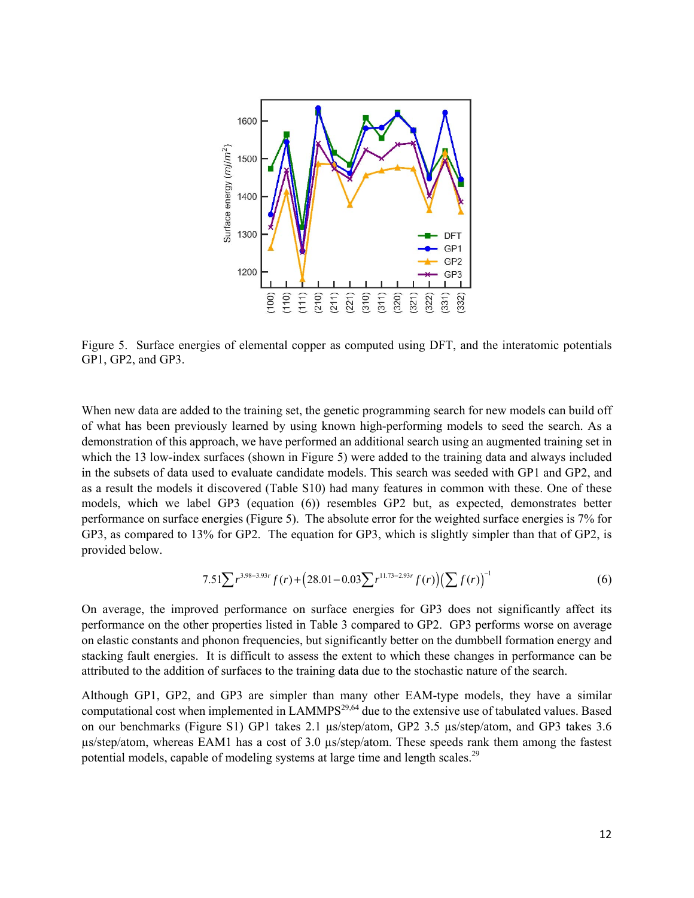Figure 5. Surface energies of elemental copper as computed using DFT, and the interatomic potentials GP1, GP2, and GP3.

When new data are added to the training set, the genetic programming search for new models can build off of what has been previously learned by using known high-performing models to seed the search. As a demonstration of this approach, we have performed an additional search using an augmented training set in which the 13 low-index surfaces (shown in Figure 5) were added to the training data and always included in the subsets of data used to evaluate candidate models. This search was seeded with GP1 and GP2, and as a result the models it discovered (Table S10) had many features in common with these. One of these models, which we label GP3 (equation (6)) resembles GP2 but, as expected, demonstrates better performance on surface energies (Figure 5). The absolute error for the weighted surface energies is 7% for GP3, as compared to 13% for GP2. The equation for GP3, which is slightly simpler than that of GP2, is provided below.

$$7.51\sum r^{3.98-3.93r} f(r) + \left(28.01 - 0.03\sum r^{11.73-2.93r} f(r)\right)\left(\sum f(r)\right)^{-1} \tag{6}$$

On average, the improved performance on surface energies for GP3 does not significantly affect its performance on the other properties listed in Table 3 compared to GP2. GP3 performs worse on average on elastic constants and phonon frequencies, but significantly better on the dumbbell formation energy and stacking fault energies. It is difficult to assess the extent to which these changes in performance can be attributed to the addition of surfaces to the training data due to the stochastic nature of the search.

Although GP1, GP2, and GP3 are simpler than many other EAM-type models, they have a similar computational cost when implemented in LAMMPS[29,64] due to the extensive use of tabulated values. Based on our benchmarks (Figure S1) GP1 takes 2.1 µs/step/atom, GP2 3.5 µs/step/atom, and GP3 takes 3.6 µs/step/atom, whereas EAM1 has a cost of 3.0 µs/step/atom. These speeds rank them among the fastest potential models, capable of modeling systems at large time and length scales.[29]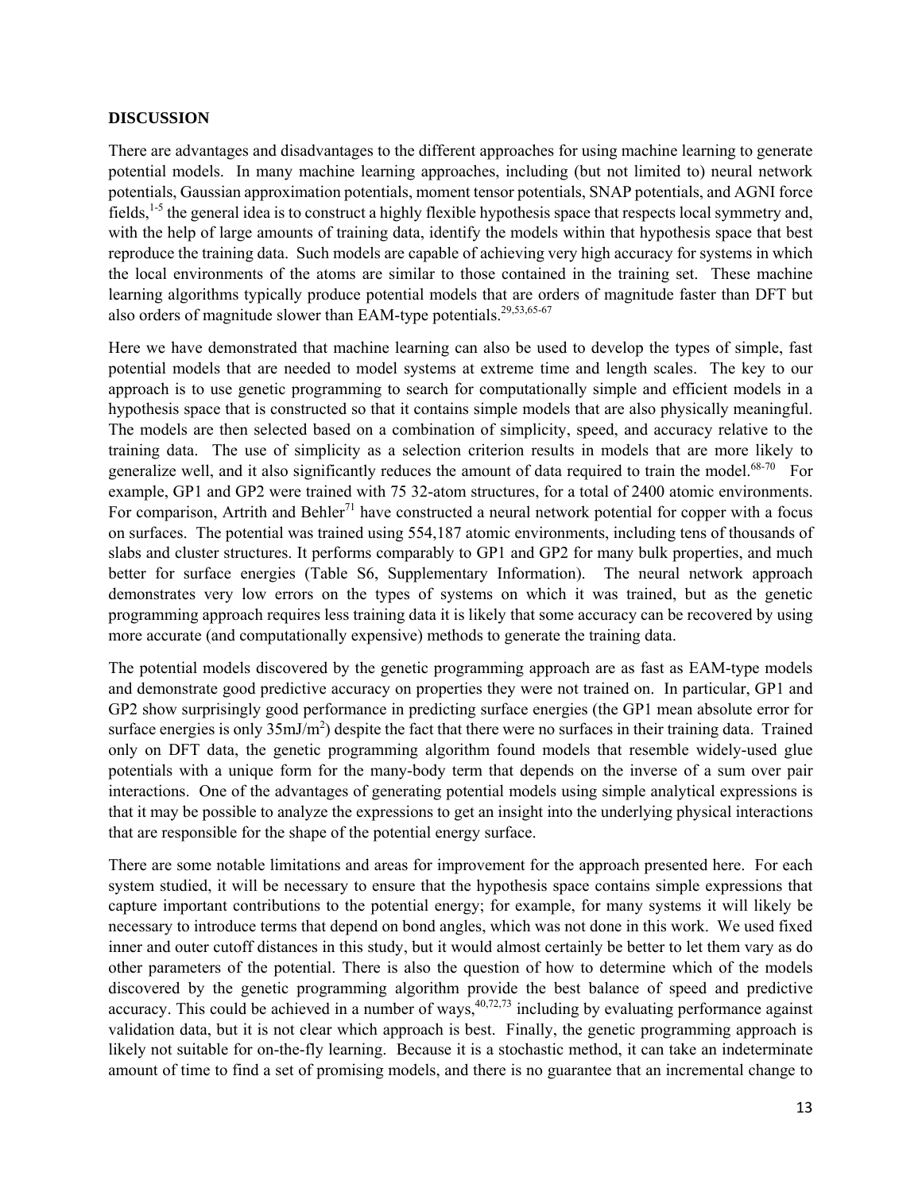## DISCUSSION

There are advantages and disadvantages to the different approaches for using machine learning to generate potential models. In many machine learning approaches, including (but not limited to) neural network potentials, Gaussian approximation potentials, moment tensor potentials, SNAP potentials, and AGNI force fields,[1-5] the general idea is to construct a highly flexible hypothesis space that respects local symmetry and, with the help of large amounts of training data, identify the models within that hypothesis space that best reproduce the training data. Such models are capable of achieving very high accuracy for systems in which the local environments of the atoms are similar to those contained in the training set. These machine learning algorithms typically produce potential models that are orders of magnitude faster than DFT but also orders of magnitude slower than EAM-type potentials.[29,53,65-67]

Here we have demonstrated that machine learning can also be used to develop the types of simple, fast potential models that are needed to model systems at extreme time and length scales. The key to our approach is to use genetic programming to search for computationally simple and efficient models in a hypothesis space that is constructed so that it contains simple models that are also physically meaningful. The models are then selected based on a combination of simplicity, speed, and accuracy relative to the training data. The use of simplicity as a selection criterion results in models that are more likely to generalize well, and it also significantly reduces the amount of data required to train the model.[68-70] For example, GP1 and GP2 were trained with 75 32-atom structures, for a total of 2400 atomic environments. For comparison, Artrith and Behler[71] have constructed a neural network potential for copper with a focus on surfaces. The potential was trained using 554,187 atomic environments, including tens of thousands of slabs and cluster structures. It performs comparably to GP1 and GP2 for many bulk properties, and much better for surface energies (Table S6, Supplementary Information). The neural network approach demonstrates very low errors on the types of systems on which it was trained, but as the genetic programming approach requires less training data it is likely that some accuracy can be recovered by using more accurate (and computationally expensive) methods to generate the training data.

The potential models discovered by the genetic programming approach are as fast as EAM-type models and demonstrate good predictive accuracy on properties they were not trained on. In particular, GP1 and GP2 show surprisingly good performance in predicting surface energies (the GP1 mean absolute error for surface energies is only 35mJ/m$^2$) despite the fact that there were no surfaces in their training data. Trained only on DFT data, the genetic programming algorithm found models that resemble widely-used glue potentials with a unique form for the many-body term that depends on the inverse of a sum over pair interactions. One of the advantages of generating potential models using simple analytical expressions is that it may be possible to analyze the expressions to get an insight into the underlying physical interactions that are responsible for the shape of the potential energy surface.

There are some notable limitations and areas for improvement for the approach presented here. For each system studied, it will be necessary to ensure that the hypothesis space contains simple expressions that capture important contributions to the potential energy; for example, for many systems it will likely be necessary to introduce terms that depend on bond angles, which was not done in this work. We used fixed inner and outer cutoff distances in this study, but it would almost certainly be better to let them vary as do other parameters of the potential. There is also the question of how to determine which of the models discovered by the genetic programming algorithm provide the best balance of speed and predictive accuracy. This could be achieved in a number of ways,[40,72,73] including by evaluating performance against validation data, but it is not clear which approach is best. Finally, the genetic programming approach is likely not suitable for on-the-fly learning. Because it is a stochastic method, it can take an indeterminate amount of time to find a set of promising models, and there is no guarantee that an incremental change to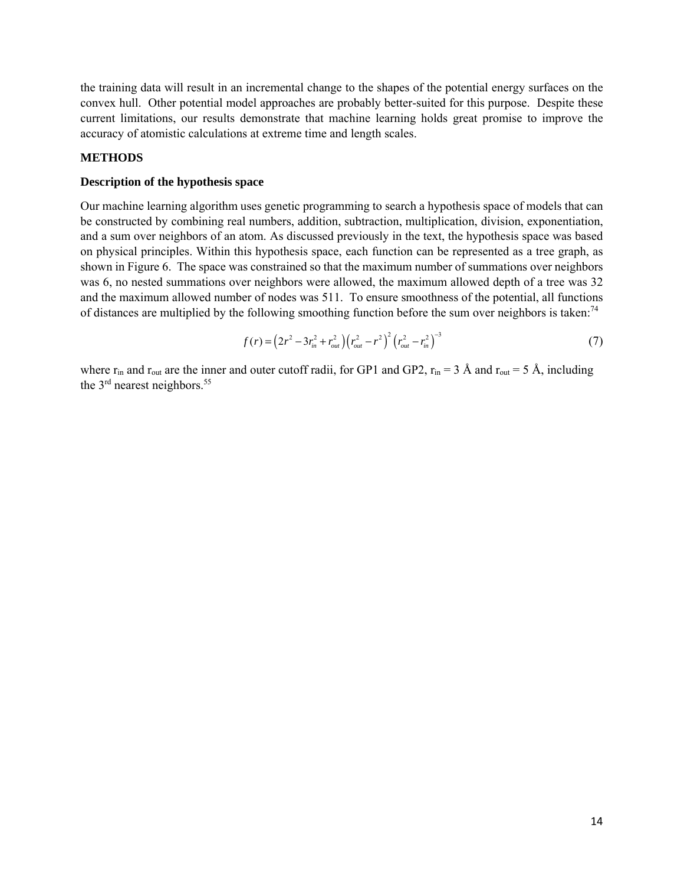the training data will result in an incremental change to the shapes of the potential energy surfaces on the convex hull. Other potential model approaches are probably better-suited for this purpose. Despite these current limitations, our results demonstrate that machine learning holds great promise to improve the accuracy of atomistic calculations at extreme time and length scales.

## METHODS

### Description of the hypothesis space

Our machine learning algorithm uses genetic programming to search a hypothesis space of models that can be constructed by combining real numbers, addition, subtraction, multiplication, division, exponentiation, and a sum over neighbors of an atom. As discussed previously in the text, the hypothesis space was based on physical principles. Within this hypothesis space, each function can be represented as a tree graph, as shown in Figure 6. The space was constrained so that the maximum number of summations over neighbors was 6, no nested summations over neighbors were allowed, the maximum allowed depth of a tree was 32 and the maximum allowed number of nodes was 511. To ensure smoothness of the potential, all functions of distances are multiplied by the following smoothing function before the sum over neighbors is taken:[74]

$$f(r) = \left(2r^2 - 3r_{in}^2 + r_{out}^2\right)\left(r_{out}^2 - r^2\right)^2\left(r_{out}^2 - r_{in}^2\right)^{-3} \tag{7}$$

where $r_{in}$ and $r_{out}$ are the inner and outer cutoff radii, for GP1 and GP2, $r_{in}$ = 3 Å and $r_{out}$ = 5 Å, including the 3rd nearest neighbors.[55]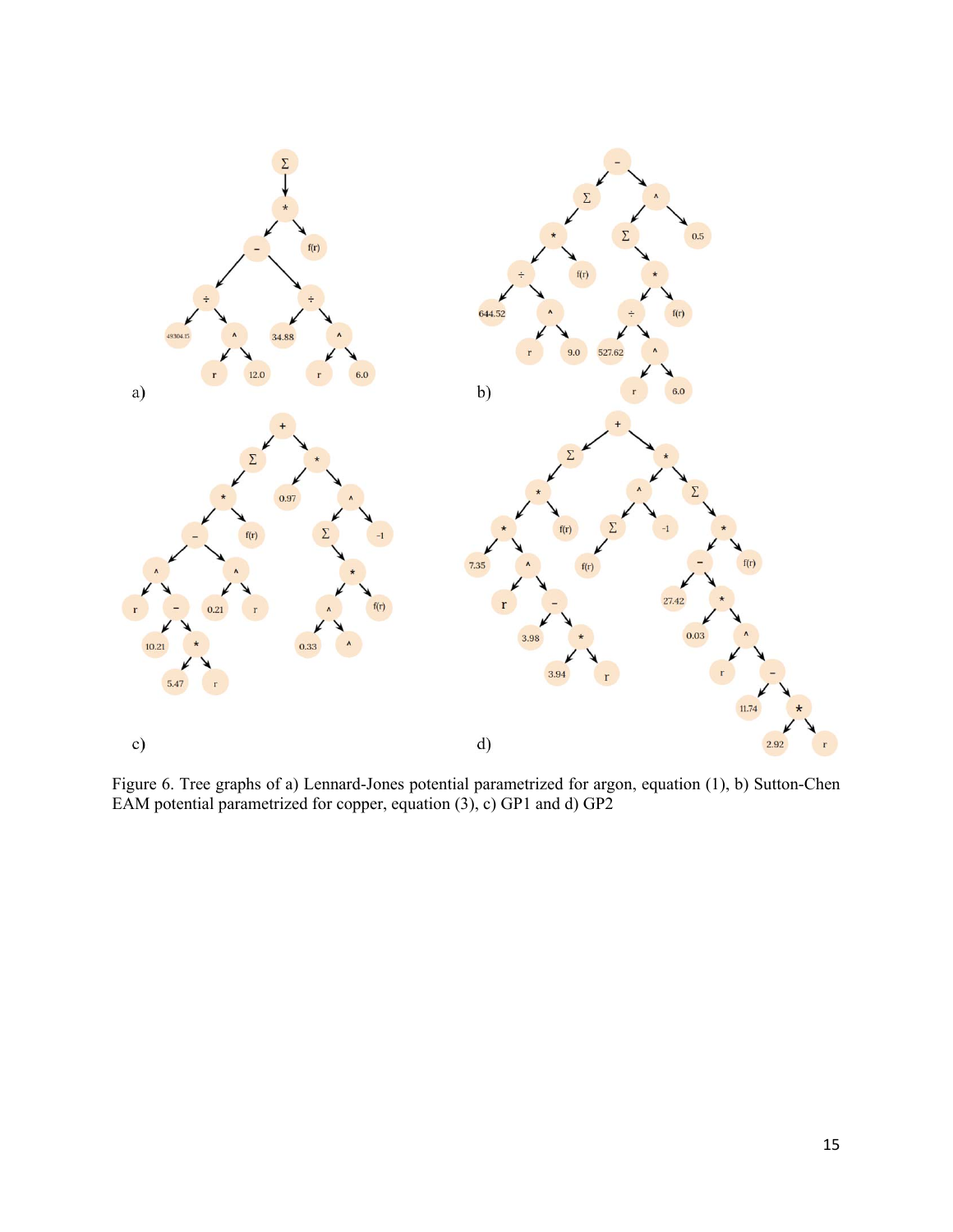Figure 6. Tree graphs of a) Lennard-Jones potential parametrized for argon, equation (1), b) Sutton-Chen EAM potential parametrized for copper, equation (3), c) GP1 and d) GP2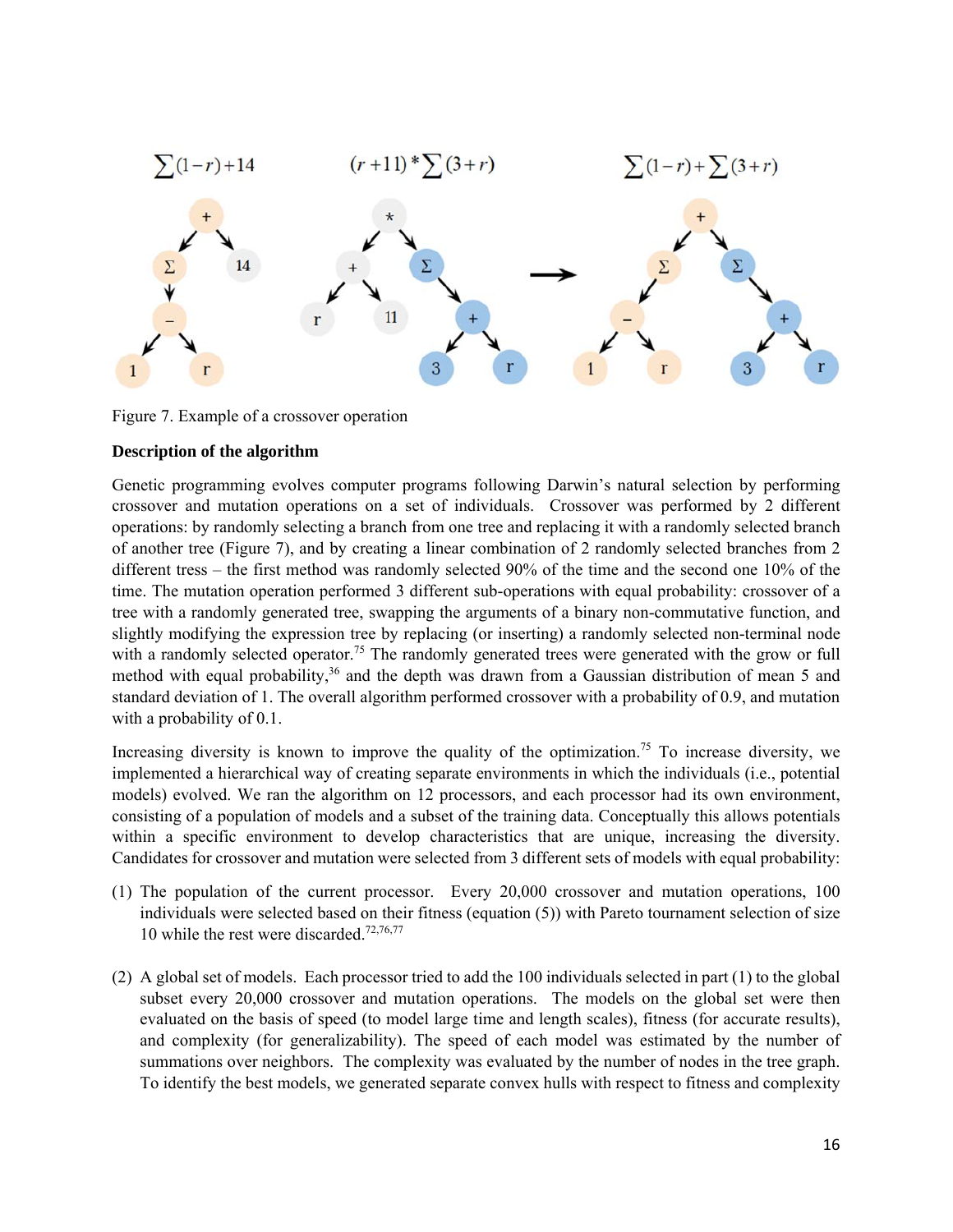$\sum(1-r)+14$ $(r+11)*\sum(3+r)$ $\sum(1-r)+\sum(3+r)$

Figure 7. Example of a crossover operation

**Description of the algorithm**

Genetic programming evolves computer programs following Darwin's natural selection by performing crossover and mutation operations on a set of individuals. Crossover was performed by 2 different operations: by randomly selecting a branch from one tree and replacing it with a randomly selected branch of another tree (Figure 7), and by creating a linear combination of 2 randomly selected branches from 2 different tress – the first method was randomly selected 90% of the time and the second one 10% of the time. The mutation operation performed 3 different sub-operations with equal probability: crossover of a tree with a randomly generated tree, swapping the arguments of a binary non-commutative function, and slightly modifying the expression tree by replacing (or inserting) a randomly selected non-terminal node with a randomly selected operator.[75] The randomly generated trees were generated with the grow or full method with equal probability,[36] and the depth was drawn from a Gaussian distribution of mean 5 and standard deviation of 1. The overall algorithm performed crossover with a probability of 0.9, and mutation with a probability of 0.1.

Increasing diversity is known to improve the quality of the optimization.[75] To increase diversity, we implemented a hierarchical way of creating separate environments in which the individuals (i.e., potential models) evolved. We ran the algorithm on 12 processors, and each processor had its own environment, consisting of a population of models and a subset of the training data. Conceptually this allows potentials within a specific environment to develop characteristics that are unique, increasing the diversity. Candidates for crossover and mutation were selected from 3 different sets of models with equal probability:

(1) The population of the current processor. Every 20,000 crossover and mutation operations, 100 individuals were selected based on their fitness (equation (5)) with Pareto tournament selection of size 10 while the rest were discarded.[72,76,77]

(2) A global set of models. Each processor tried to add the 100 individuals selected in part (1) to the global subset every 20,000 crossover and mutation operations. The models on the global set were then evaluated on the basis of speed (to model large time and length scales), fitness (for accurate results), and complexity (for generalizability). The speed of each model was estimated by the number of summations over neighbors. The complexity was evaluated by the number of nodes in the tree graph. To identify the best models, we generated separate convex hulls with respect to fitness and complexity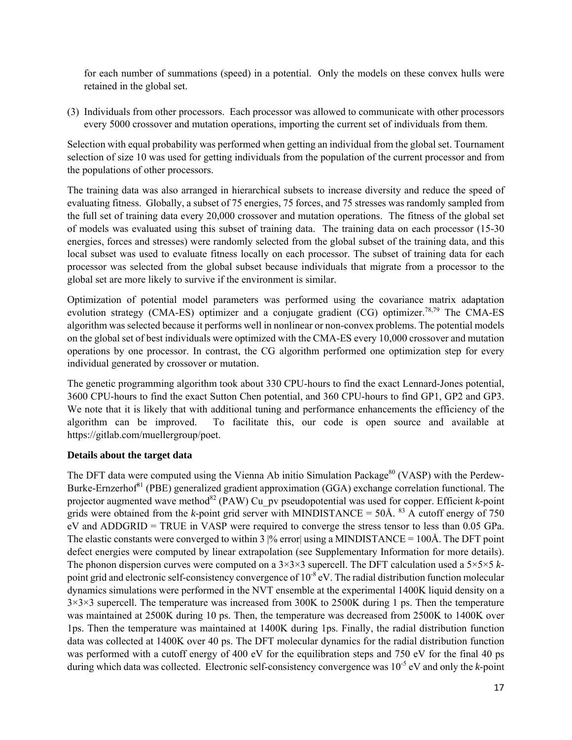for each number of summations (speed) in a potential. Only the models on these convex hulls were retained in the global set.

(3) Individuals from other processors. Each processor was allowed to communicate with other processors every 5000 crossover and mutation operations, importing the current set of individuals from them.

Selection with equal probability was performed when getting an individual from the global set. Tournament selection of size 10 was used for getting individuals from the population of the current processor and from the populations of other processors.

The training data was also arranged in hierarchical subsets to increase diversity and reduce the speed of evaluating fitness. Globally, a subset of 75 energies, 75 forces, and 75 stresses was randomly sampled from the full set of training data every 20,000 crossover and mutation operations. The fitness of the global set of models was evaluated using this subset of training data. The training data on each processor (15-30 energies, forces and stresses) were randomly selected from the global subset of the training data, and this local subset was used to evaluate fitness locally on each processor. The subset of training data for each processor was selected from the global subset because individuals that migrate from a processor to the global set are more likely to survive if the environment is similar.

Optimization of potential model parameters was performed using the covariance matrix adaptation evolution strategy (CMA-ES) optimizer and a conjugate gradient (CG) optimizer.[78,79] The CMA-ES algorithm was selected because it performs well in nonlinear or non-convex problems. The potential models on the global set of best individuals were optimized with the CMA-ES every 10,000 crossover and mutation operations by one processor. In contrast, the CG algorithm performed one optimization step for every individual generated by crossover or mutation.

The genetic programming algorithm took about 330 CPU-hours to find the exact Lennard-Jones potential, 3600 CPU-hours to find the exact Sutton Chen potential, and 360 CPU-hours to find GP1, GP2 and GP3. We note that it is likely that with additional tuning and performance enhancements the efficiency of the algorithm can be improved. To facilitate this, our code is open source and available at https://gitlab.com/muellergroup/poet.

**Details about the target data**

The DFT data were computed using the Vienna Ab initio Simulation Package[80] (VASP) with the Perdew-Burke-Ernzerhof[81] (PBE) generalized gradient approximation (GGA) exchange correlation functional. The projector augmented wave method[82] (PAW) Cu_pv pseudopotential was used for copper. Efficient *k*-point grids were obtained from the *k*-point grid server with MINDISTANCE = 50Å. [83] A cutoff energy of 750 eV and ADDGRID = TRUE in VASP were required to converge the stress tensor to less than 0.05 GPa. The elastic constants were converged to within 3 |% error| using a MINDISTANCE = 100Å. The DFT point defect energies were computed by linear extrapolation (see Supplementary Information for more details). The phonon dispersion curves were computed on a 3×3×3 supercell. The DFT calculation used a 5×5×5 *k*-point grid and electronic self-consistency convergence of $10^{-8}$ eV. The radial distribution function molecular dynamics simulations were performed in the NVT ensemble at the experimental 1400K liquid density on a 3×3×3 supercell. The temperature was increased from 300K to 2500K during 1 ps. Then the temperature was maintained at 2500K during 10 ps. Then, the temperature was decreased from 2500K to 1400K over 1ps. Then the temperature was maintained at 1400K during 1ps. Finally, the radial distribution function data was collected at 1400K over 40 ps. The DFT molecular dynamics for the radial distribution function was performed with a cutoff energy of 400 eV for the equilibration steps and 750 eV for the final 40 ps during which data was collected. Electronic self-consistency convergence was $10^{-5}$ eV and only the *k*-point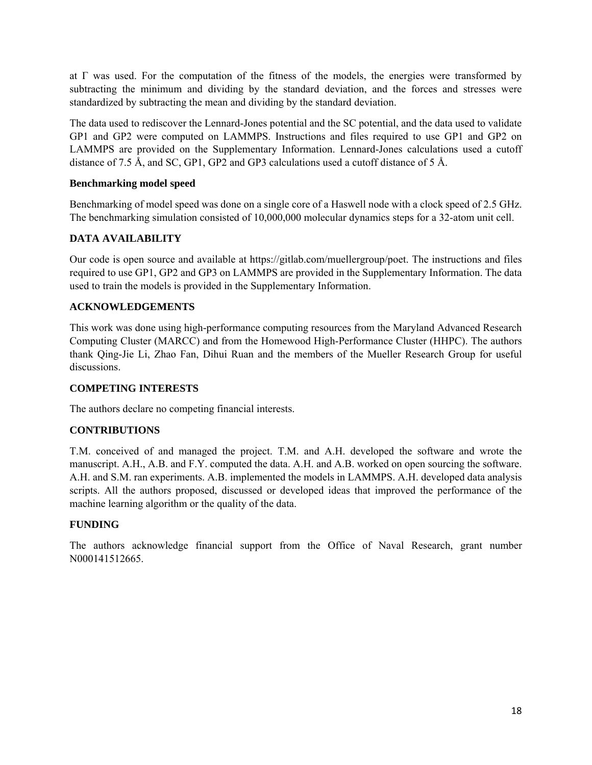at Γ was used. For the computation of the fitness of the models, the energies were transformed by subtracting the minimum and dividing by the standard deviation, and the forces and stresses were standardized by subtracting the mean and dividing by the standard deviation.

The data used to rediscover the Lennard-Jones potential and the SC potential, and the data used to validate GP1 and GP2 were computed on LAMMPS. Instructions and files required to use GP1 and GP2 on LAMMPS are provided on the Supplementary Information. Lennard-Jones calculations used a cutoff distance of 7.5 Å, and SC, GP1, GP2 and GP3 calculations used a cutoff distance of 5 Å.

**Benchmarking model speed**

Benchmarking of model speed was done on a single core of a Haswell node with a clock speed of 2.5 GHz. The benchmarking simulation consisted of 10,000,000 molecular dynamics steps for a 32-atom unit cell.

## DATA AVAILABILITY

Our code is open source and available at https://gitlab.com/muellergroup/poet. The instructions and files required to use GP1, GP2 and GP3 on LAMMPS are provided in the Supplementary Information. The data used to train the models is provided in the Supplementary Information.

## ACKNOWLEDGEMENTS

This work was done using high-performance computing resources from the Maryland Advanced Research Computing Cluster (MARCC) and from the Homewood High-Performance Cluster (HHPC). The authors thank Qing-Jie Li, Zhao Fan, Dihui Ruan and the members of the Mueller Research Group for useful discussions.

## COMPETING INTERESTS

The authors declare no competing financial interests.

## CONTRIBUTIONS

T.M. conceived of and managed the project. T.M. and A.H. developed the software and wrote the manuscript. A.H., A.B. and F.Y. computed the data. A.H. and A.B. worked on open sourcing the software. A.H. and S.M. ran experiments. A.B. implemented the models in LAMMPS. A.H. developed data analysis scripts. All the authors proposed, discussed or developed ideas that improved the performance of the machine learning algorithm or the quality of the data.

## FUNDING

The authors acknowledge financial support from the Office of Naval Research, grant number N000141512665.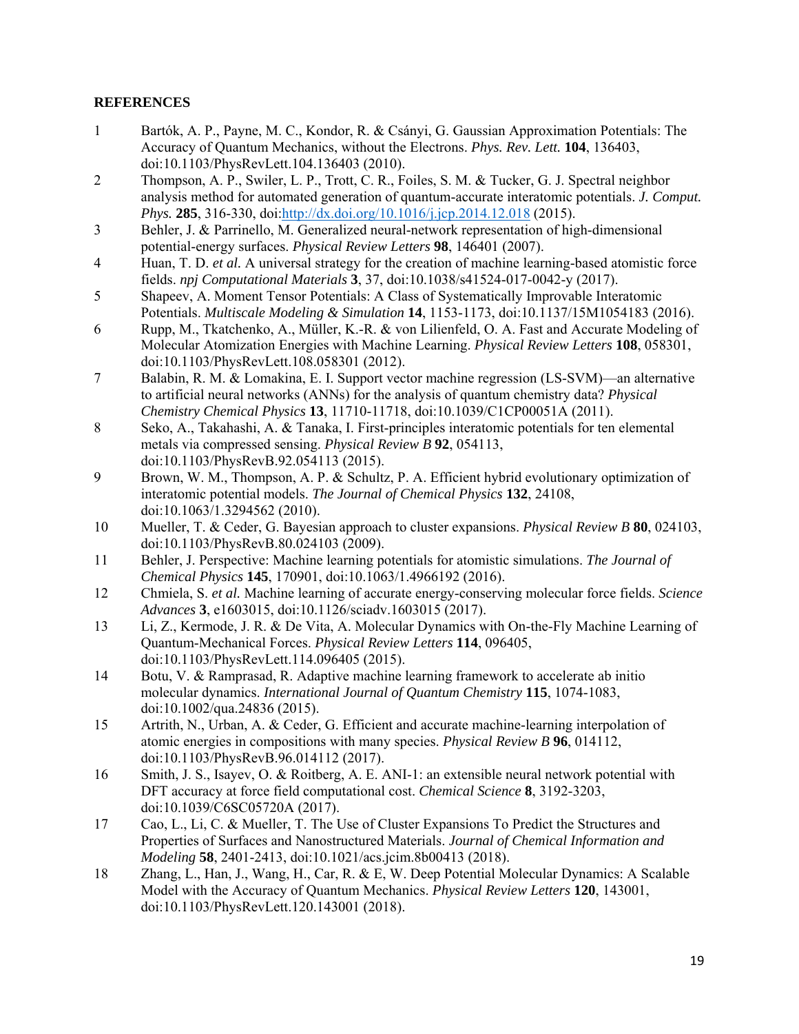**REFERENCES**

1. Bartók, A. P., Payne, M. C., Kondor, R. & Csányi, G. Gaussian Approximation Potentials: The Accuracy of Quantum Mechanics, without the Electrons. *Phys. Rev. Lett.* **104**, 136403, doi:10.1103/PhysRevLett.104.136403 (2010).
2. Thompson, A. P., Swiler, L. P., Trott, C. R., Foiles, S. M. & Tucker, G. J. Spectral neighbor analysis method for automated generation of quantum-accurate interatomic potentials. *J. Comput. Phys.* **285**, 316-330, doi:http://dx.doi.org/10.1016/j.jcp.2014.12.018 (2015).
3. Behler, J. & Parrinello, M. Generalized neural-network representation of high-dimensional potential-energy surfaces. *Physical Review Letters* **98**, 146401 (2007).
4. Huan, T. D. *et al.* A universal strategy for the creation of machine learning-based atomistic force fields. *npj Computational Materials* **3**, 37, doi:10.1038/s41524-017-0042-y (2017).
5. Shapeev, A. Moment Tensor Potentials: A Class of Systematically Improvable Interatomic Potentials. *Multiscale Modeling & Simulation* **14**, 1153-1173, doi:10.1137/15M1054183 (2016).
6. Rupp, M., Tkatchenko, A., Müller, K.-R. & von Lilienfeld, O. A. Fast and Accurate Modeling of Molecular Atomization Energies with Machine Learning. *Physical Review Letters* **108**, 058301, doi:10.1103/PhysRevLett.108.058301 (2012).
7. Balabin, R. M. & Lomakina, E. I. Support vector machine regression (LS-SVM)—an alternative to artificial neural networks (ANNs) for the analysis of quantum chemistry data? *Physical Chemistry Chemical Physics* **13**, 11710-11718, doi:10.1039/C1CP00051A (2011).
8. Seko, A., Takahashi, A. & Tanaka, I. First-principles interatomic potentials for ten elemental metals via compressed sensing. *Physical Review B* **92**, 054113, doi:10.1103/PhysRevB.92.054113 (2015).
9. Brown, W. M., Thompson, A. P. & Schultz, P. A. Efficient hybrid evolutionary optimization of interatomic potential models. *The Journal of Chemical Physics* **132**, 24108, doi:10.1063/1.3294562 (2010).
10. Mueller, T. & Ceder, G. Bayesian approach to cluster expansions. *Physical Review B* **80**, 024103, doi:10.1103/PhysRevB.80.024103 (2009).
11. Behler, J. Perspective: Machine learning potentials for atomistic simulations. *The Journal of Chemical Physics* **145**, 170901, doi:10.1063/1.4966192 (2016).
12. Chmiela, S. *et al.* Machine learning of accurate energy-conserving molecular force fields. *Science Advances* **3**, e1603015, doi:10.1126/sciadv.1603015 (2017).
13. Li, Z., Kermode, J. R. & De Vita, A. Molecular Dynamics with On-the-Fly Machine Learning of Quantum-Mechanical Forces. *Physical Review Letters* **114**, 096405, doi:10.1103/PhysRevLett.114.096405 (2015).
14. Botu, V. & Ramprasad, R. Adaptive machine learning framework to accelerate ab initio molecular dynamics. *International Journal of Quantum Chemistry* **115**, 1074-1083, doi:10.1002/qua.24836 (2015).
15. Artrith, N., Urban, A. & Ceder, G. Efficient and accurate machine-learning interpolation of atomic energies in compositions with many species. *Physical Review B* **96**, 014112, doi:10.1103/PhysRevB.96.014112 (2017).
16. Smith, J. S., Isayev, O. & Roitberg, A. E. ANI-1: an extensible neural network potential with DFT accuracy at force field computational cost. *Chemical Science* **8**, 3192-3203, doi:10.1039/C6SC05720A (2017).
17. Cao, L., Li, C. & Mueller, T. The Use of Cluster Expansions To Predict the Structures and Properties of Surfaces and Nanostructured Materials. *Journal of Chemical Information and Modeling* **58**, 2401-2413, doi:10.1021/acs.jcim.8b00413 (2018).
18. Zhang, L., Han, J., Wang, H., Car, R. & E, W. Deep Potential Molecular Dynamics: A Scalable Model with the Accuracy of Quantum Mechanics. *Physical Review Letters* **120**, 143001, doi:10.1103/PhysRevLett.120.143001 (2018).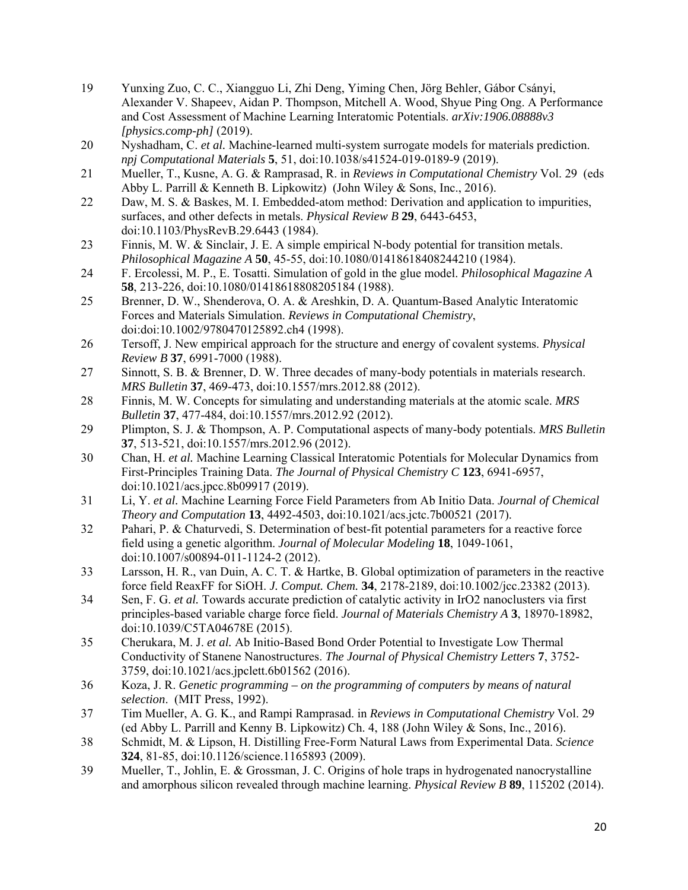19 Yunxing Zuo, C. C., Xiangguo Li, Zhi Deng, Yiming Chen, Jörg Behler, Gábor Csányi, Alexander V. Shapeev, Aidan P. Thompson, Mitchell A. Wood, Shyue Ping Ong. A Performance and Cost Assessment of Machine Learning Interatomic Potentials. *arXiv:1906.08888v3 [physics.comp-ph]* (2019).

20 Nyshadham, C. *et al.* Machine-learned multi-system surrogate models for materials prediction. *npj Computational Materials* **5**, 51, doi:10.1038/s41524-019-0189-9 (2019).

21 Mueller, T., Kusne, A. G. & Ramprasad, R. in *Reviews in Computational Chemistry* Vol. 29 (eds Abby L. Parrill & Kenneth B. Lipkowitz) (John Wiley & Sons, Inc., 2016).

22 Daw, M. S. & Baskes, M. I. Embedded-atom method: Derivation and application to impurities, surfaces, and other defects in metals. *Physical Review B* **29**, 6443-6453, doi:10.1103/PhysRevB.29.6443 (1984).

23 Finnis, M. W. & Sinclair, J. E. A simple empirical N-body potential for transition metals. *Philosophical Magazine A* **50**, 45-55, doi:10.1080/01418618408244210 (1984).

24 F. Ercolessi, M. P., E. Tosatti. Simulation of gold in the glue model. *Philosophical Magazine A* **58**, 213-226, doi:10.1080/01418618808205184 (1988).

25 Brenner, D. W., Shenderova, O. A. & Areshkin, D. A. Quantum-Based Analytic Interatomic Forces and Materials Simulation. *Reviews in Computational Chemistry*, doi:doi:10.1002/9780470125892.ch4 (1998).

26 Tersoff, J. New empirical approach for the structure and energy of covalent systems. *Physical Review B* **37**, 6991-7000 (1988).

27 Sinnott, S. B. & Brenner, D. W. Three decades of many-body potentials in materials research. *MRS Bulletin* **37**, 469-473, doi:10.1557/mrs.2012.88 (2012).

28 Finnis, M. W. Concepts for simulating and understanding materials at the atomic scale. *MRS Bulletin* **37**, 477-484, doi:10.1557/mrs.2012.92 (2012).

29 Plimpton, S. J. & Thompson, A. P. Computational aspects of many-body potentials. *MRS Bulletin* **37**, 513-521, doi:10.1557/mrs.2012.96 (2012).

30 Chan, H. *et al.* Machine Learning Classical Interatomic Potentials for Molecular Dynamics from First-Principles Training Data. *The Journal of Physical Chemistry C* **123**, 6941-6957, doi:10.1021/acs.jpcc.8b09917 (2019).

31 Li, Y. *et al.* Machine Learning Force Field Parameters from Ab Initio Data. *Journal of Chemical Theory and Computation* **13**, 4492-4503, doi:10.1021/acs.jctc.7b00521 (2017).

32 Pahari, P. & Chaturvedi, S. Determination of best-fit potential parameters for a reactive force field using a genetic algorithm. *Journal of Molecular Modeling* **18**, 1049-1061, doi:10.1007/s00894-011-1124-2 (2012).

33 Larsson, H. R., van Duin, A. C. T. & Hartke, B. Global optimization of parameters in the reactive force field ReaxFF for SiOH. *J. Comput. Chem.* **34**, 2178-2189, doi:10.1002/jcc.23382 (2013).

34 Sen, F. G. *et al.* Towards accurate prediction of catalytic activity in IrO2 nanoclusters via first principles-based variable charge force field. *Journal of Materials Chemistry A* **3**, 18970-18982, doi:10.1039/C5TA04678E (2015).

35 Cherukara, M. J. *et al.* Ab Initio-Based Bond Order Potential to Investigate Low Thermal Conductivity of Stanene Nanostructures. *The Journal of Physical Chemistry Letters* **7**, 3752-3759, doi:10.1021/acs.jpclett.6b01562 (2016).

36 Koza, J. R. *Genetic programming – on the programming of computers by means of natural selection*. (MIT Press, 1992).

37 Tim Mueller, A. G. K., and Rampi Ramprasad. in *Reviews in Computational Chemistry* Vol. 29 (ed Abby L. Parrill and Kenny B. Lipkowitz) Ch. 4, 188 (John Wiley & Sons, Inc., 2016).

38 Schmidt, M. & Lipson, H. Distilling Free-Form Natural Laws from Experimental Data. *Science* **324**, 81-85, doi:10.1126/science.1165893 (2009).

39 Mueller, T., Johlin, E. & Grossman, J. C. Origins of hole traps in hydrogenated nanocrystalline and amorphous silicon revealed through machine learning. *Physical Review B* **89**, 115202 (2014).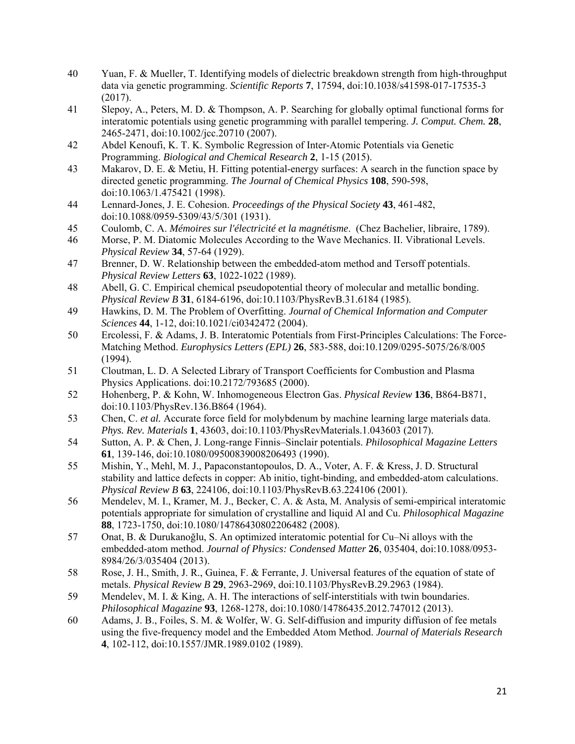40 Yuan, F. & Mueller, T. Identifying models of dielectric breakdown strength from high-throughput data via genetic programming. *Scientific Reports* **7**, 17594, doi:10.1038/s41598-017-17535-3 (2017).

41 Slepoy, A., Peters, M. D. & Thompson, A. P. Searching for globally optimal functional forms for interatomic potentials using genetic programming with parallel tempering. *J. Comput. Chem.* **28**, 2465-2471, doi:10.1002/jcc.20710 (2007).

42 Abdel Kenoufi, K. T. K. Symbolic Regression of Inter-Atomic Potentials via Genetic Programming. *Biological and Chemical Research* **2**, 1-15 (2015).

43 Makarov, D. E. & Metiu, H. Fitting potential-energy surfaces: A search in the function space by directed genetic programming. *The Journal of Chemical Physics* **108**, 590-598, doi:10.1063/1.475421 (1998).

44 Lennard-Jones, J. E. Cohesion. *Proceedings of the Physical Society* **43**, 461-482, doi:10.1088/0959-5309/43/5/301 (1931).

45 Coulomb, C. A. *Mémoires sur l'électricité et la magnétisme*. (Chez Bachelier, libraire, 1789).

46 Morse, P. M. Diatomic Molecules According to the Wave Mechanics. II. Vibrational Levels. *Physical Review* **34**, 57-64 (1929).

47 Brenner, D. W. Relationship between the embedded-atom method and Tersoff potentials. *Physical Review Letters* **63**, 1022-1022 (1989).

48 Abell, G. C. Empirical chemical pseudopotential theory of molecular and metallic bonding. *Physical Review B* **31**, 6184-6196, doi:10.1103/PhysRevB.31.6184 (1985).

49 Hawkins, D. M. The Problem of Overfitting. *Journal of Chemical Information and Computer Sciences* **44**, 1-12, doi:10.1021/ci0342472 (2004).

50 Ercolessi, F. & Adams, J. B. Interatomic Potentials from First-Principles Calculations: The Force-Matching Method. *Europhysics Letters (EPL)* **26**, 583-588, doi:10.1209/0295-5075/26/8/005 (1994).

51 Cloutman, L. D. A Selected Library of Transport Coefficients for Combustion and Plasma Physics Applications. doi:10.2172/793685 (2000).

52 Hohenberg, P. & Kohn, W. Inhomogeneous Electron Gas. *Physical Review* **136**, B864-B871, doi:10.1103/PhysRev.136.B864 (1964).

53 Chen, C. *et al.* Accurate force field for molybdenum by machine learning large materials data. *Phys. Rev. Materials* **1**, 43603, doi:10.1103/PhysRevMaterials.1.043603 (2017).

54 Sutton, A. P. & Chen, J. Long-range Finnis–Sinclair potentials. *Philosophical Magazine Letters* **61**, 139-146, doi:10.1080/09500839008206493 (1990).

55 Mishin, Y., Mehl, M. J., Papaconstantopoulos, D. A., Voter, A. F. & Kress, J. D. Structural stability and lattice defects in copper: Ab initio, tight-binding, and embedded-atom calculations. *Physical Review B* **63**, 224106, doi:10.1103/PhysRevB.63.224106 (2001).

56 Mendelev, M. I., Kramer, M. J., Becker, C. A. & Asta, M. Analysis of semi-empirical interatomic potentials appropriate for simulation of crystalline and liquid Al and Cu. *Philosophical Magazine* **88**, 1723-1750, doi:10.1080/14786430802206482 (2008).

57 Onat, B. & Durukanoğlu, S. An optimized interatomic potential for Cu–Ni alloys with the embedded-atom method. *Journal of Physics: Condensed Matter* **26**, 035404, doi:10.1088/0953-8984/26/3/035404 (2013).

58 Rose, J. H., Smith, J. R., Guinea, F. & Ferrante, J. Universal features of the equation of state of metals. *Physical Review B* **29**, 2963-2969, doi:10.1103/PhysRevB.29.2963 (1984).

59 Mendelev, M. I. & King, A. H. The interactions of self-interstitials with twin boundaries. *Philosophical Magazine* **93**, 1268-1278, doi:10.1080/14786435.2012.747012 (2013).

60 Adams, J. B., Foiles, S. M. & Wolfer, W. G. Self-diffusion and impurity diffusion of fee metals using the five-frequency model and the Embedded Atom Method. *Journal of Materials Research* **4**, 102-112, doi:10.1557/JMR.1989.0102 (1989).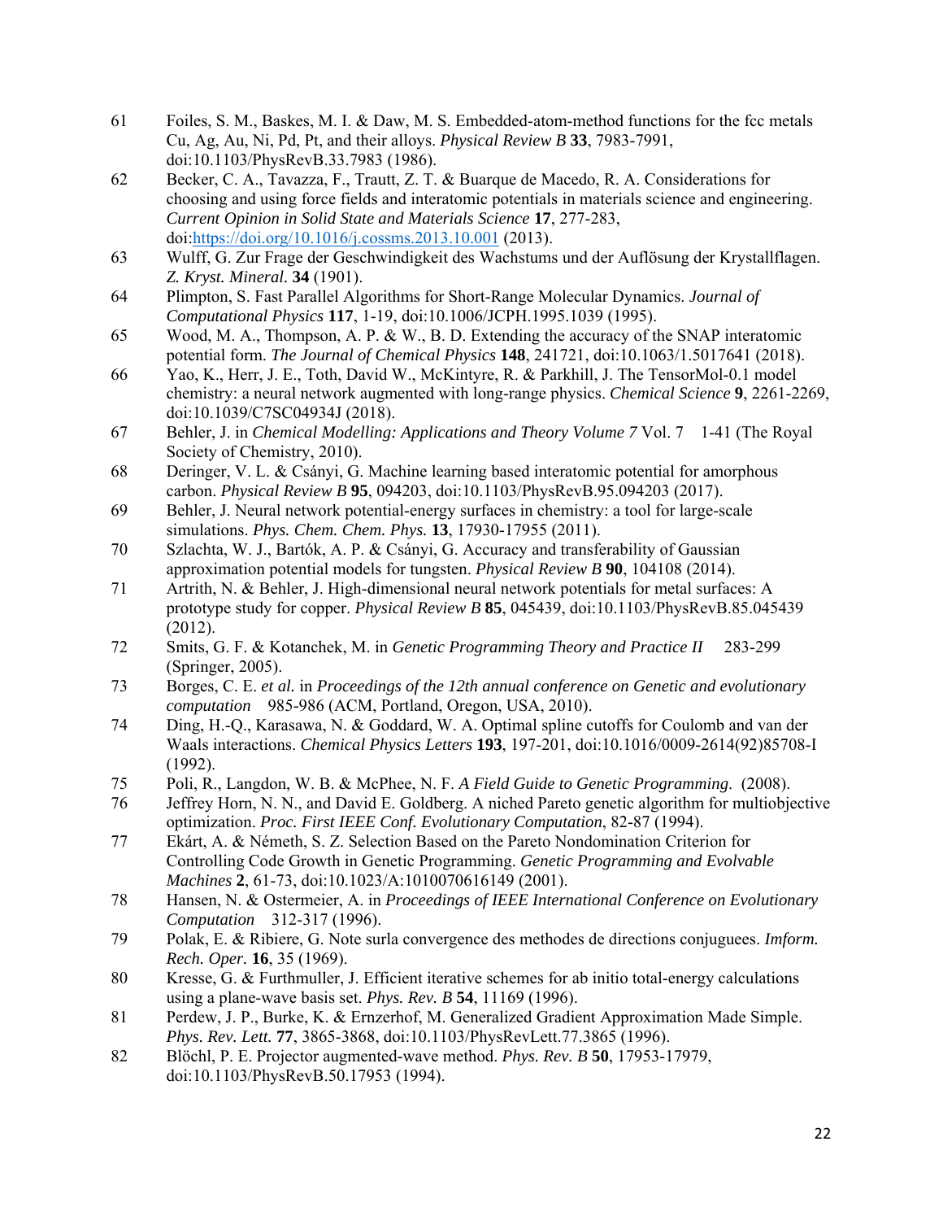61 Foiles, S. M., Baskes, M. I. & Daw, M. S. Embedded-atom-method functions for the fcc metals Cu, Ag, Au, Ni, Pd, Pt, and their alloys. *Physical Review B* **33**, 7983-7991, doi:10.1103/PhysRevB.33.7983 (1986).

62 Becker, C. A., Tavazza, F., Trautt, Z. T. & Buarque de Macedo, R. A. Considerations for choosing and using force fields and interatomic potentials in materials science and engineering. *Current Opinion in Solid State and Materials Science* **17**, 277-283, doi:https://doi.org/10.1016/j.cossms.2013.10.001 (2013).

63 Wulff, G. Zur Frage der Geschwindigkeit des Wachstums und der Auflösung der Krystallflagen. *Z. Kryst. Mineral.* **34** (1901).

64 Plimpton, S. Fast Parallel Algorithms for Short-Range Molecular Dynamics. *Journal of Computational Physics* **117**, 1-19, doi:10.1006/JCPH.1995.1039 (1995).

65 Wood, M. A., Thompson, A. P. & W., B. D. Extending the accuracy of the SNAP interatomic potential form. *The Journal of Chemical Physics* **148**, 241721, doi:10.1063/1.5017641 (2018).

66 Yao, K., Herr, J. E., Toth, David W., McKintyre, R. & Parkhill, J. The TensorMol-0.1 model chemistry: a neural network augmented with long-range physics. *Chemical Science* **9**, 2261-2269, doi:10.1039/C7SC04934J (2018).

67 Behler, J. in *Chemical Modelling: Applications and Theory Volume 7* Vol. 7 1-41 (The Royal Society of Chemistry, 2010).

68 Deringer, V. L. & Csányi, G. Machine learning based interatomic potential for amorphous carbon. *Physical Review B* **95**, 094203, doi:10.1103/PhysRevB.95.094203 (2017).

69 Behler, J. Neural network potential-energy surfaces in chemistry: a tool for large-scale simulations. *Phys. Chem. Chem. Phys.* **13**, 17930-17955 (2011).

70 Szlachta, W. J., Bartók, A. P. & Csányi, G. Accuracy and transferability of Gaussian approximation potential models for tungsten. *Physical Review B* **90**, 104108 (2014).

71 Artrith, N. & Behler, J. High-dimensional neural network potentials for metal surfaces: A prototype study for copper. *Physical Review B* **85**, 045439, doi:10.1103/PhysRevB.85.045439 (2012).

72 Smits, G. F. & Kotanchek, M. in *Genetic Programming Theory and Practice II* 283-299 (Springer, 2005).

73 Borges, C. E. *et al.* in *Proceedings of the 12th annual conference on Genetic and evolutionary computation* 985-986 (ACM, Portland, Oregon, USA, 2010).

74 Ding, H.-Q., Karasawa, N. & Goddard, W. A. Optimal spline cutoffs for Coulomb and van der Waals interactions. *Chemical Physics Letters* **193**, 197-201, doi:10.1016/0009-2614(92)85708-I (1992).

75 Poli, R., Langdon, W. B. & McPhee, N. F. *A Field Guide to Genetic Programming*. (2008).

76 Jeffrey Horn, N. N., and David E. Goldberg. A niched Pareto genetic algorithm for multiobjective optimization. *Proc. First IEEE Conf. Evolutionary Computation*, 82-87 (1994).

77 Ekárt, A. & Németh, S. Z. Selection Based on the Pareto Nondomination Criterion for Controlling Code Growth in Genetic Programming. *Genetic Programming and Evolvable Machines* **2**, 61-73, doi:10.1023/A:1010070616149 (2001).

78 Hansen, N. & Ostermeier, A. in *Proceedings of IEEE International Conference on Evolutionary Computation* 312-317 (1996).

79 Polak, E. & Ribiere, G. Note surla convergence des methodes de directions conjuguees. *Imform. Rech. Oper.* **16**, 35 (1969).

80 Kresse, G. & Furthmuller, J. Efficient iterative schemes for ab initio total-energy calculations using a plane-wave basis set. *Phys. Rev. B* **54**, 11169 (1996).

81 Perdew, J. P., Burke, K. & Ernzerhof, M. Generalized Gradient Approximation Made Simple. *Phys. Rev. Lett.* **77**, 3865-3868, doi:10.1103/PhysRevLett.77.3865 (1996).

82 Blöchl, P. E. Projector augmented-wave method. *Phys. Rev. B* **50**, 17953-17979, doi:10.1103/PhysRevB.50.17953 (1994).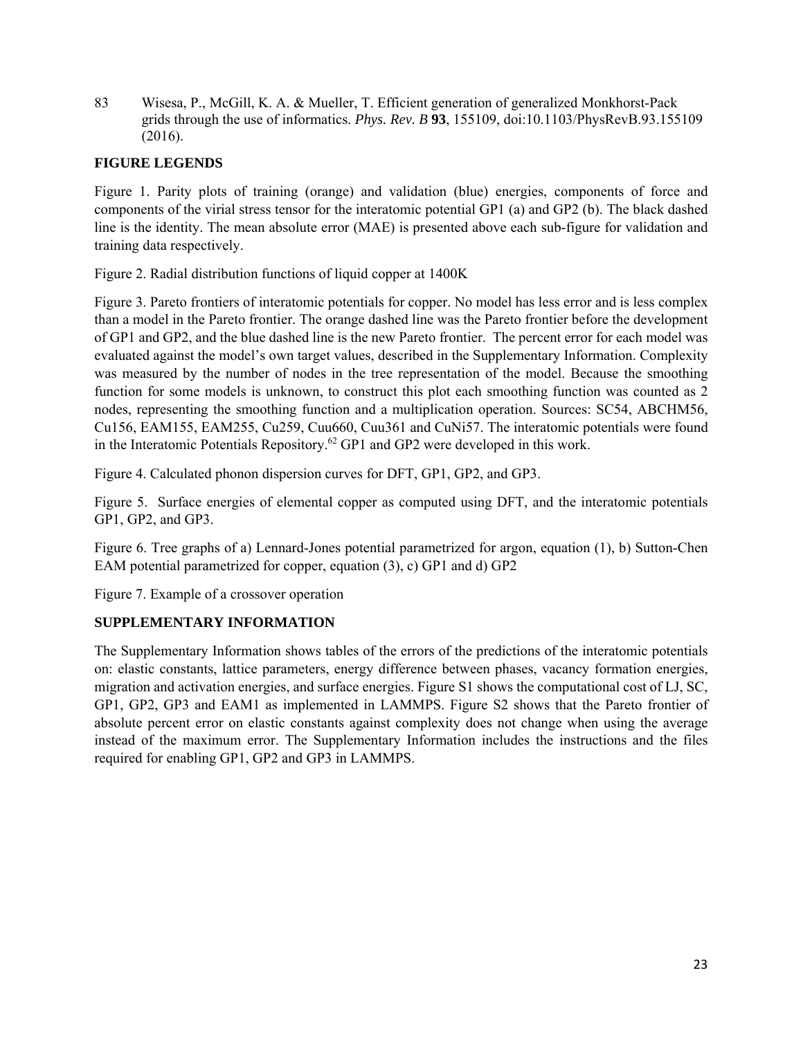83 Wisesa, P., McGill, K. A. & Mueller, T. Efficient generation of generalized Monkhorst-Pack grids through the use of informatics. *Phys. Rev. B* **93**, 155109, doi:10.1103/PhysRevB.93.155109 (2016).

## FIGURE LEGENDS

Figure 1. Parity plots of training (orange) and validation (blue) energies, components of force and components of the virial stress tensor for the interatomic potential GP1 (a) and GP2 (b). The black dashed line is the identity. The mean absolute error (MAE) is presented above each sub-figure for validation and training data respectively.

Figure 2. Radial distribution functions of liquid copper at 1400K

Figure 3. Pareto frontiers of interatomic potentials for copper. No model has less error and is less complex than a model in the Pareto frontier. The orange dashed line was the Pareto frontier before the development of GP1 and GP2, and the blue dashed line is the new Pareto frontier. The percent error for each model was evaluated against the model's own target values, described in the Supplementary Information. Complexity was measured by the number of nodes in the tree representation of the model. Because the smoothing function for some models is unknown, to construct this plot each smoothing function was counted as 2 nodes, representing the smoothing function and a multiplication operation. Sources: SC54, ABCHM56, Cu156, EAM155, EAM255, Cu259, Cuu660, Cuu361 and CuNi57. The interatomic potentials were found in the Interatomic Potentials Repository.[62] GP1 and GP2 were developed in this work.

Figure 4. Calculated phonon dispersion curves for DFT, GP1, GP2, and GP3.

Figure 5. Surface energies of elemental copper as computed using DFT, and the interatomic potentials GP1, GP2, and GP3.

Figure 6. Tree graphs of a) Lennard-Jones potential parametrized for argon, equation (1), b) Sutton-Chen EAM potential parametrized for copper, equation (3), c) GP1 and d) GP2

Figure 7. Example of a crossover operation

## SUPPLEMENTARY INFORMATION

The Supplementary Information shows tables of the errors of the predictions of the interatomic potentials on: elastic constants, lattice parameters, energy difference between phases, vacancy formation energies, migration and activation energies, and surface energies. Figure S1 shows the computational cost of LJ, SC, GP1, GP2, GP3 and EAM1 as implemented in LAMMPS. Figure S2 shows that the Pareto frontier of absolute percent error on elastic constants against complexity does not change when using the average instead of the maximum error. The Supplementary Information includes the instructions and the files required for enabling GP1, GP2 and GP3 in LAMMPS.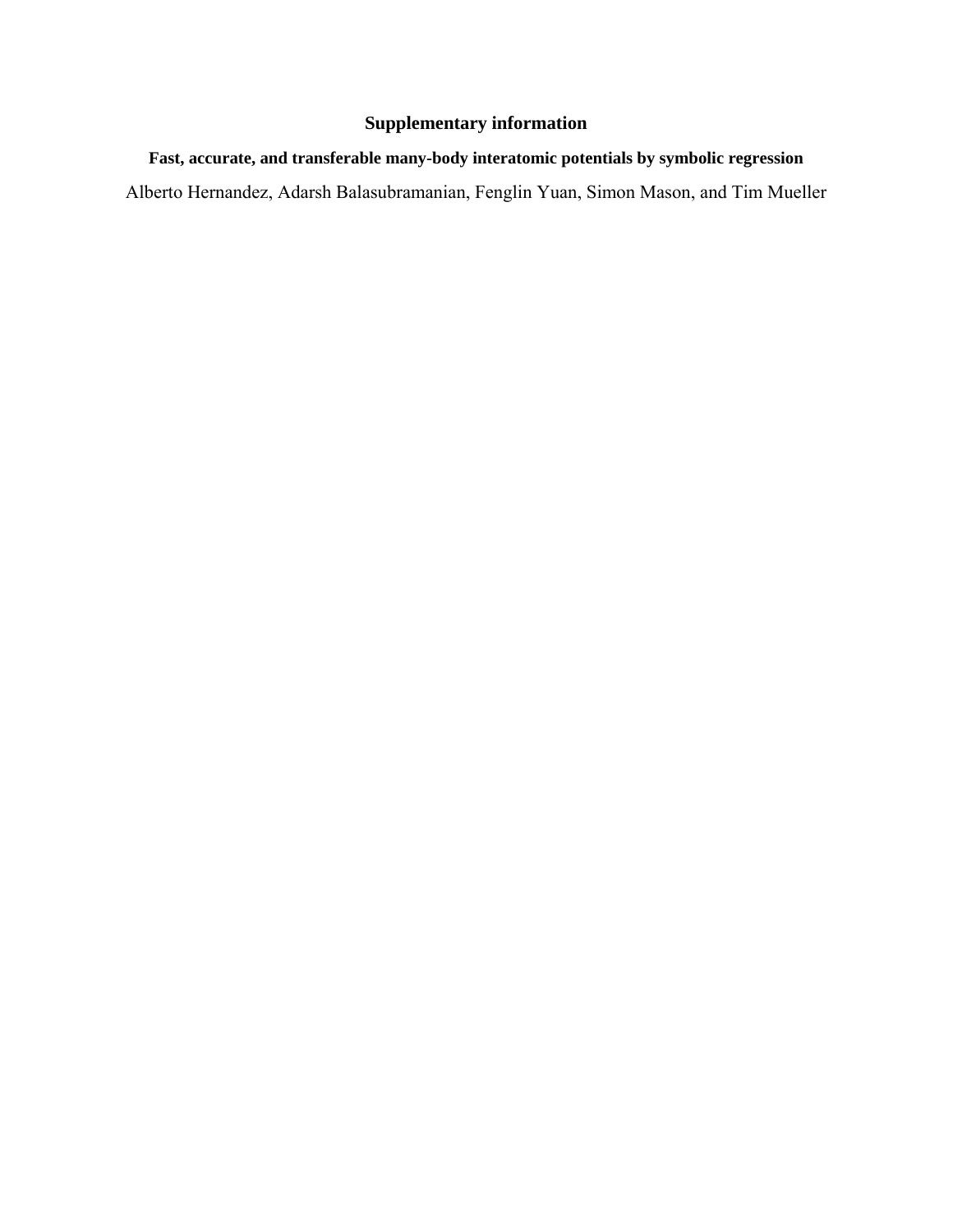**Supplementary information**

**Fast, accurate, and transferable many-body interatomic potentials by symbolic regression**

Alberto Hernandez, Adarsh Balasubramanian, Fenglin Yuan, Simon Mason, and Tim Mueller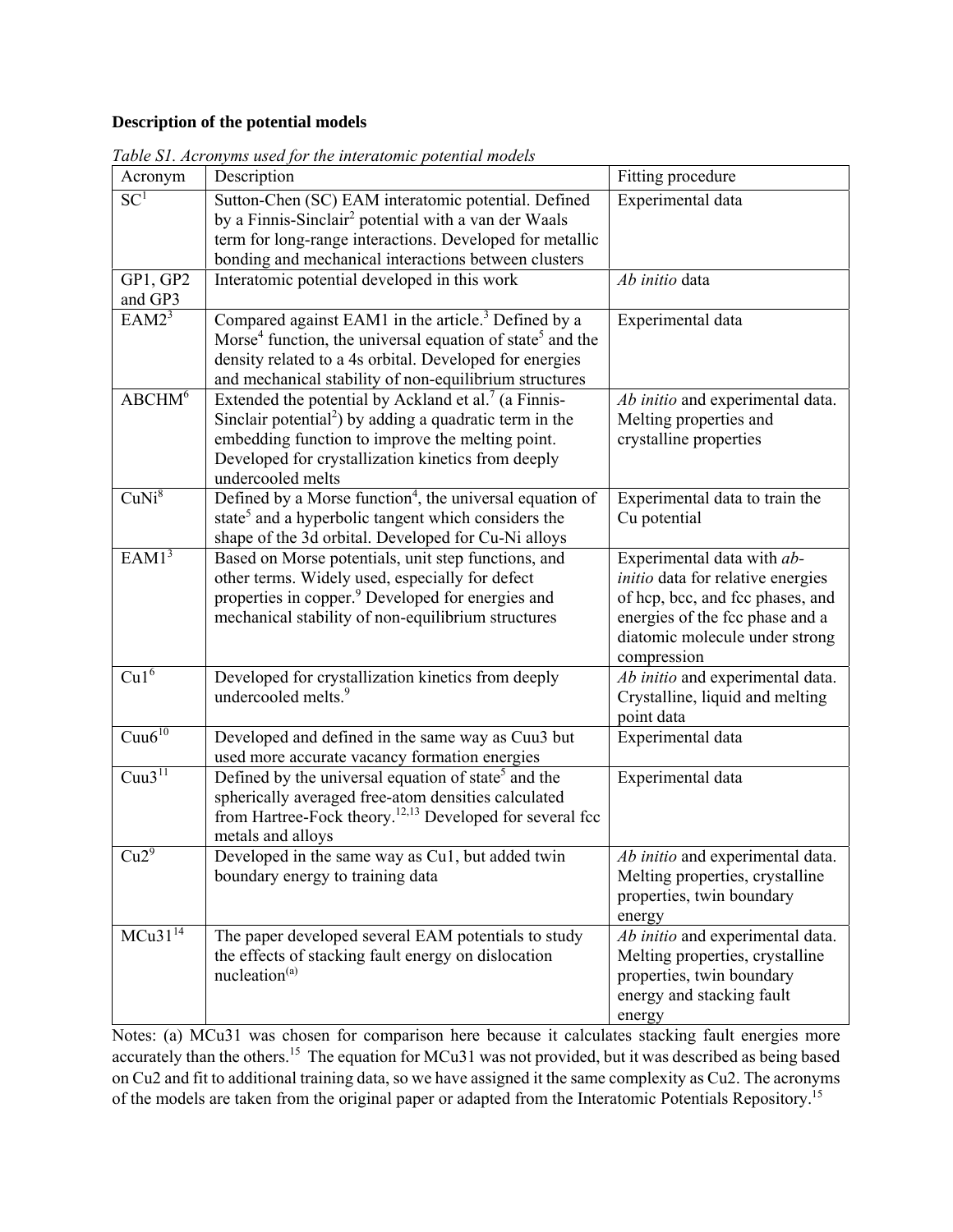**Description of the potential models**

*Table S1. Acronyms used for the interatomic potential models*

| Acronym | Description | Fitting procedure |
| --- | --- | --- |
| SC[1] | Sutton-Chen (SC) EAM interatomic potential. Defined by a Finnis-Sinclair[2] potential with a van der Waals term for long-range interactions. Developed for metallic bonding and mechanical interactions between clusters | Experimental data |
| GP1, GP2 and GP3 | Interatomic potential developed in this work | *Ab initio* data |
| EAM2[3] | Compared against EAM1 in the article.[3] Defined by a Morse[4] function, the universal equation of state[5] and the density related to a 4s orbital. Developed for energies and mechanical stability of non-equilibrium structures | Experimental data |
| ABCHM[6] | Extended the potential by Ackland et al.[7] (a Finnis-Sinclair potential[2]) by adding a quadratic term in the embedding function to improve the melting point. Developed for crystallization kinetics from deeply undercooled melts | *Ab initio* and experimental data. Melting properties and crystalline properties |
| CuNi[8] | Defined by a Morse function[4], the universal equation of state[5] and a hyperbolic tangent which considers the shape of the 3d orbital. Developed for Cu-Ni alloys | Experimental data to train the Cu potential |
| EAM1[3] | Based on Morse potentials, unit step functions, and other terms. Widely used, especially for defect properties in copper.[9] Developed for energies and mechanical stability of non-equilibrium structures | Experimental data with *ab-initio* data for relative energies of hcp, bcc, and fcc phases, and energies of the fcc phase and a diatomic molecule under strong compression |
| Cu1[6] | Developed for crystallization kinetics from deeply undercooled melts.[9] | *Ab initio* and experimental data. Crystalline, liquid and melting point data |
| Cuu6[10] | Developed and defined in the same way as Cuu3 but used more accurate vacancy formation energies | Experimental data |
| Cuu3[11] | Defined by the universal equation of state[5] and the spherically averaged free-atom densities calculated from Hartree-Fock theory.[12,13] Developed for several fcc metals and alloys | Experimental data |
| Cu2[9] | Developed in the same way as Cu1, but added twin boundary energy to training data | *Ab initio* and experimental data. Melting properties, crystalline properties, twin boundary energy |
| MCu31[14] | The paper developed several EAM potentials to study the effects of stacking fault energy on dislocation nucleation[(a)] | *Ab initio* and experimental data. Melting properties, crystalline properties, twin boundary energy and stacking fault energy |

Notes: (a) MCu31 was chosen for comparison here because it calculates stacking fault energies more accurately than the others.[15] The equation for MCu31 was not provided, but it was described as being based on Cu2 and fit to additional training data, so we have assigned it the same complexity as Cu2. The acronyms of the models are taken from the original paper or adapted from the Interatomic Potentials Repository.[15]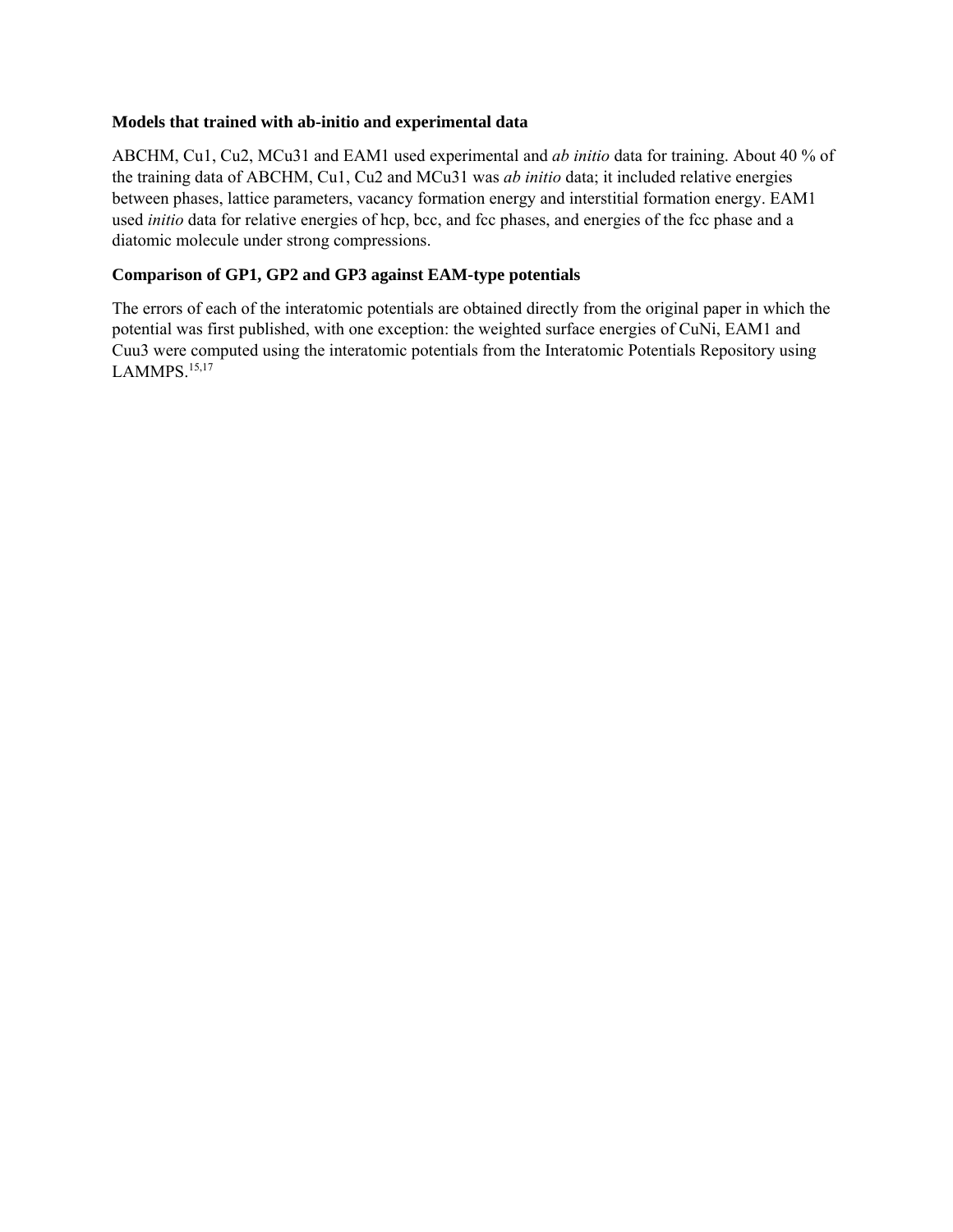**Models that trained with ab-initio and experimental data**

ABCHM, Cu1, Cu2, MCu31 and EAM1 used experimental and *ab initio* data for training. About 40 % of the training data of ABCHM, Cu1, Cu2 and MCu31 was *ab initio* data; it included relative energies between phases, lattice parameters, vacancy formation energy and interstitial formation energy. EAM1 used *initio* data for relative energies of hcp, bcc, and fcc phases, and energies of the fcc phase and a diatomic molecule under strong compressions.

**Comparison of GP1, GP2 and GP3 against EAM-type potentials**

The errors of each of the interatomic potentials are obtained directly from the original paper in which the potential was first published, with one exception: the weighted surface energies of CuNi, EAM1 and Cuu3 were computed using the interatomic potentials from the Interatomic Potentials Repository using LAMMPS.[15,17]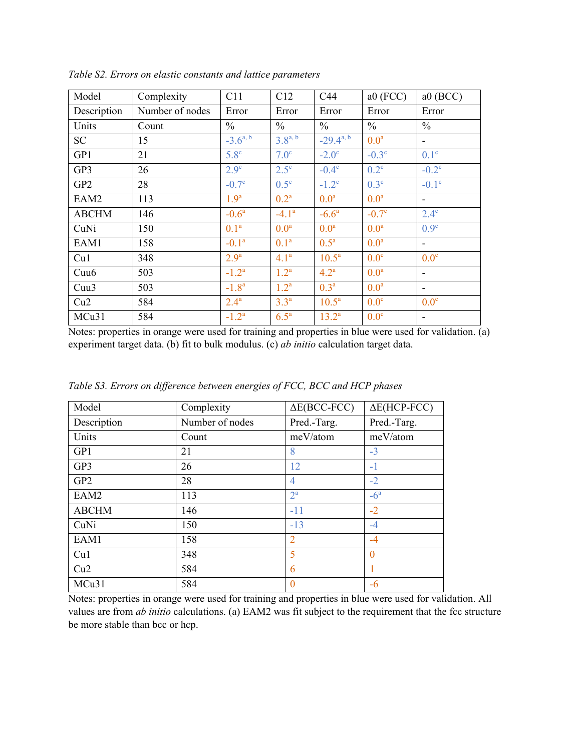*Table S2. Errors on elastic constants and lattice parameters*

| Model | Complexity | C11 | C12 | C44 | a0 (FCC) | a0 (BCC) |
|---|---|---|---|---|---|---|
| Description | Number of nodes | Error | Error | Error | Error | Error |
| Units | Count | % | % | % | % | % |
| SC | 15 | -3.6[a, b] | 3.8[a, b] | -29.4[a, b] | 0.0[a] | - |
| GP1 | 21 | 5.8[c] | 7.0[c] | -2.0[c] | -0.3[c] | 0.1[c] |
| GP3 | 26 | 2.9[c] | 2.5[c] | -0.4[c] | 0.2[c] | -0.2[c] |
| GP2 | 28 | -0.7[c] | 0.5[c] | -1.2[c] | 0.3[c] | -0.1[c] |
| EAM2 | 113 | 1.9[a] | 0.2[a] | 0.0[a] | 0.0[a] | - |
| ABCHM | 146 | -0.6[a] | -4.1[a] | -6.6[a] | -0.7[c] | 2.4[c] |
| CuNi | 150 | 0.1[a] | 0.0[a] | 0.0[a] | 0.0[a] | 0.9[c] |
| EAM1 | 158 | -0.1[a] | 0.1[a] | 0.5[a] | 0.0[a] | - |
| Cu1 | 348 | 2.9[a] | 4.1[a] | 10.5[a] | 0.0[c] | 0.0[c] |
| Cuu6 | 503 | -1.2[a] | 1.2[a] | 4.2[a] | 0.0[a] | - |
| Cuu3 | 503 | -1.8[a] | 1.2[a] | 0.3[a] | 0.0[a] | - |
| Cu2 | 584 | 2.4[a] | 3.3[a] | 10.5[a] | 0.0[c] | 0.0[c] |
| MCu31 | 584 | -1.2[a] | 6.5[a] | 13.2[a] | 0.0[c] | - |

Notes: properties in orange were used for training and properties in blue were used for validation. (a) experiment target data. (b) fit to bulk modulus. (c) *ab initio* calculation target data.

*Table S3. Errors on difference between energies of FCC, BCC and HCP phases*

| Model | Complexity | ΔE(BCC-FCC) | ΔE(HCP-FCC) |
|---|---|---|---|
| Description | Number of nodes | Pred.-Targ. | Pred.-Targ. |
| Units | Count | meV/atom | meV/atom |
| GP1 | 21 | 8 | -3 |
| GP3 | 26 | 12 | -1 |
| GP2 | 28 | 4 | -2 |
| EAM2 | 113 | 2[a] | -6[a] |
| ABCHM | 146 | -11 | -2 |
| CuNi | 150 | -13 | -4 |
| EAM1 | 158 | 2 | -4 |
| Cu1 | 348 | 5 | 0 |
| Cu2 | 584 | 6 | 1 |
| MCu31 | 584 | 0 | -6 |

Notes: properties in orange were used for training and properties in blue were used for validation. All values are from *ab initio* calculations. (a) EAM2 was fit subject to the requirement that the fcc structure be more stable than bcc or hcp.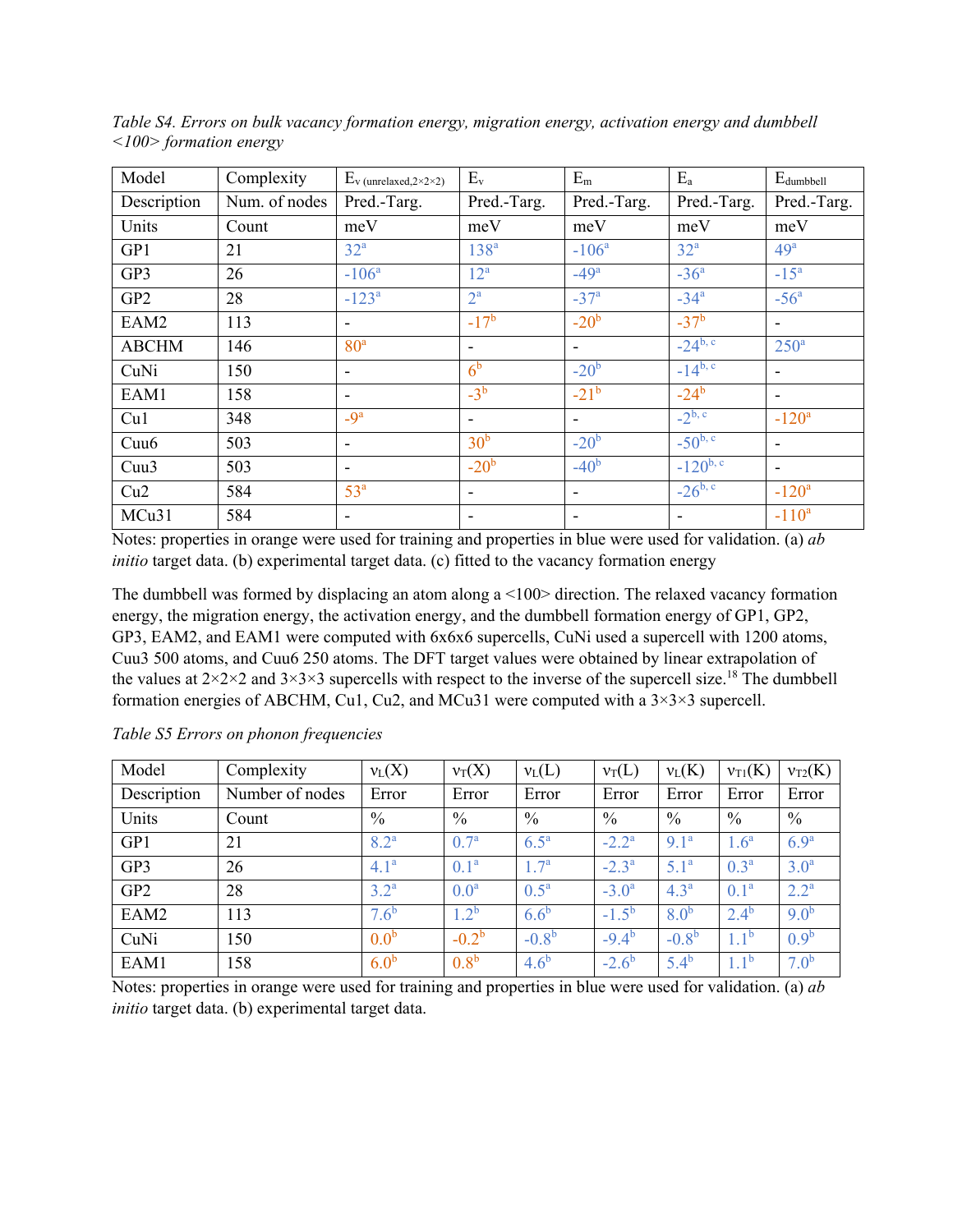*Table S4. Errors on bulk vacancy formation energy, migration energy, activation energy and dumbbell <100> formation energy*

| Model | Complexity | $E_{v\ (unrelaxed, 2\times2\times2)}$ | $E_v$ | $E_m$ | $E_a$ | $E_{dumbbell}$ |
|---|---|---|---|---|---|---|
| Description | Num. of nodes | Pred.-Targ. | Pred.-Targ. | Pred.-Targ. | Pred.-Targ. | Pred.-Targ. |
| Units | Count | meV | meV | meV | meV | meV |
| GP1 | 21 | 32[a] | 138[a] | -106[a] | 32[a] | 49[a] |
| GP3 | 26 | -106[a] | 12[a] | -49[a] | -36[a] | -15[a] |
| GP2 | 28 | -123[a] | 2[a] | -37[a] | -34[a] | -56[a] |
| EAM2 | 113 | - | -17[b] | -20[b] | -37[b] | - |
| ABCHM | 146 | 80[a] | - | - | -24[b, c] | 250[a] |
| CuNi | 150 | - | 6[b] | -20[b] | -14[b, c] | - |
| EAM1 | 158 | - | -3[b] | -21[b] | -24[b] | - |
| Cu1 | 348 | -9[a] | - | - | -2[b, c] | -120[a] |
| Cuu6 | 503 | - | 30[b] | -20[b] | -50[b, c] | - |
| Cuu3 | 503 | - | -20[b] | -40[b] | -120[b, c] | - |
| Cu2 | 584 | 53[a] | - | - | -26[b, c] | -120[a] |
| MCu31 | 584 | - | - | - | - | -110[a] |

Notes: properties in orange were used for training and properties in blue were used for validation. (a) *ab initio* target data. (b) experimental target data. (c) fitted to the vacancy formation energy

The dumbbell was formed by displacing an atom along a <100> direction. The relaxed vacancy formation energy, the migration energy, the activation energy, and the dumbbell formation energy of GP1, GP2, GP3, EAM2, and EAM1 were computed with 6x6x6 supercells, CuNi used a supercell with 1200 atoms, Cuu3 500 atoms, and Cuu6 250 atoms. The DFT target values were obtained by linear extrapolation of the values at 2×2×2 and 3×3×3 supercells with respect to the inverse of the supercell size.[18] The dumbbell formation energies of ABCHM, Cu1, Cu2, and MCu31 were computed with a 3×3×3 supercell.

*Table S5 Errors on phonon frequencies*

| Model | Complexity | $\nu_L(X)$ | $\nu_T(X)$ | $\nu_L(L)$ | $\nu_T(L)$ | $\nu_L(K)$ | $\nu_{T1}(K)$ | $\nu_{T2}(K)$ |
|---|---|---|---|---|---|---|---|---|
| Description | Number of nodes | Error | Error | Error | Error | Error | Error | Error |
| Units | Count | % | % | % | % | % | % | % |
| GP1 | 21 | 8.2[a] | 0.7[a] | 6.5[a] | -2.2[a] | 9.1[a] | 1.6[a] | 6.9[a] |
| GP3 | 26 | 4.1[a] | 0.1[a] | 1.7[a] | -2.3[a] | 5.1[a] | 0.3[a] | 3.0[a] |
| GP2 | 28 | 3.2[a] | 0.0[a] | 0.5[a] | -3.0[a] | 4.3[a] | 0.1[a] | 2.2[a] |
| EAM2 | 113 | 7.6[b] | 1.2[b] | 6.6[b] | -1.5[b] | 8.0[b] | 2.4[b] | 9.0[b] |
| CuNi | 150 | 0.0[b] | -0.2[b] | -0.8[b] | -9.4[b] | -0.8[b] | 1.1[b] | 0.9[b] |
| EAM1 | 158 | 6.0[b] | 0.8[b] | 4.6[b] | -2.6[b] | 5.4[b] | 1.1[b] | 7.0[b] |

Notes: properties in orange were used for training and properties in blue were used for validation. (a) *ab initio* target data. (b) experimental target data.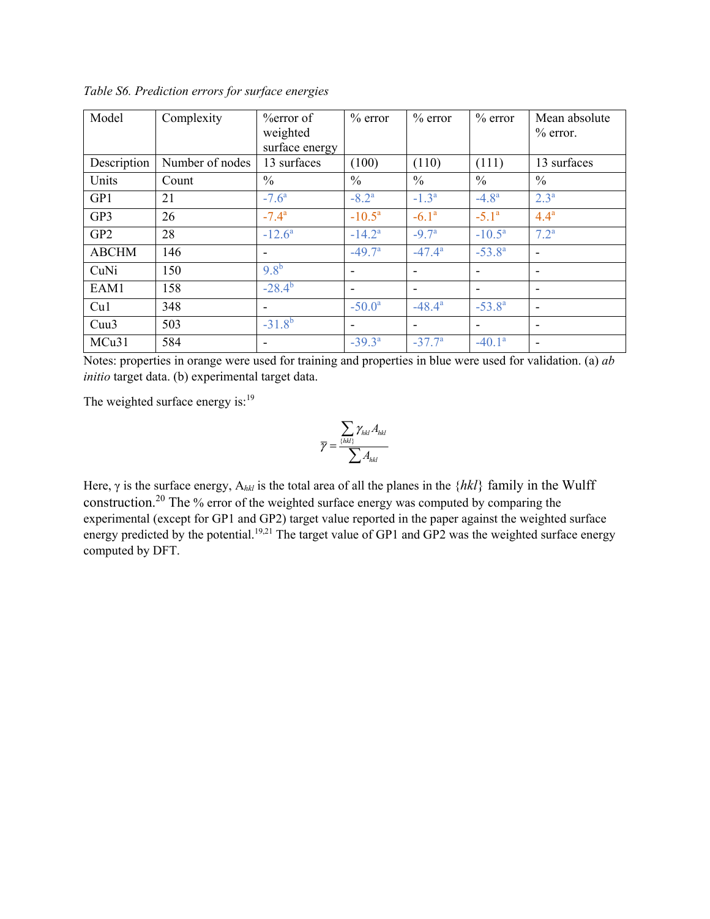*Table S6. Prediction errors for surface energies*

| Model | Complexity | %error of weighted surface energy | % error | % error | % error | Mean absolute % error. |
|---|---|---|---|---|---|---|
| Description | Number of nodes | 13 surfaces | (100) | (110) | (111) | 13 surfaces |
| Units | Count | % | % | % | % | % |
| GP1 | 21 | -7.6[a] | -8.2[a] | -1.3[a] | -4.8[a] | 2.3[a] |
| GP3 | 26 | -7.4[a] | -10.5[a] | -6.1[a] | -5.1[a] | 4.4[a] |
| GP2 | 28 | -12.6[a] | -14.2[a] | -9.7[a] | -10.5[a] | 7.2[a] |
| ABCHM | 146 | - | -49.7[a] | -47.4[a] | -53.8[a] | - |
| CuNi | 150 | 9.8[b] | - | - | - | - |
| EAM1 | 158 | -28.4[b] | - | - | - | - |
| Cu1 | 348 | - | -50.0[a] | -48.4[a] | -53.8[a] | - |
| Cuu3 | 503 | -31.8[b] | - | - | - | - |
| MCu31 | 584 | - | -39.3[a] | -37.7[a] | -40.1[a] | - |

Notes: properties in orange were used for training and properties in blue were used for validation. (a) *ab initio* target data. (b) experimental target data.

The weighted surface energy is:[19]

$$\bar{\gamma} = \frac{\sum_{\{hkl\}} \gamma_{hkl} A_{hkl}}{\sum A_{hkl}}$$

Here, $\gamma$ is the surface energy, $A_{hkl}$ is the total area of all the planes in the $\{hkl\}$ family in the Wulff construction.[20] The % error of the weighted surface energy was computed by comparing the experimental (except for GP1 and GP2) target value reported in the paper against the weighted surface energy predicted by the potential.[19,21] The target value of GP1 and GP2 was the weighted surface energy computed by DFT.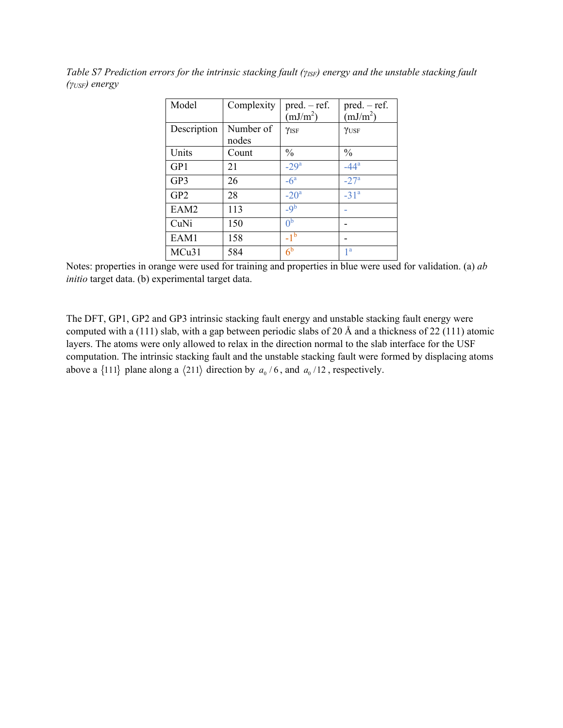*Table S7 Prediction errors for the intrinsic stacking fault ($\gamma_{ISF}$) energy and the unstable stacking fault ($\gamma_{USF}$) energy*

| Model | Complexity | pred. – ref. (mJ/m$^2$) | pred. – ref. (mJ/m$^2$) |
|---|---|---|---|
| Description | Number of nodes | $\gamma_{ISF}$ | $\gamma_{USF}$ |
| Units | Count | % | % |
| GP1 | 21 | -29[a] | -44[a] |
| GP3 | 26 | -6[a] | -27[a] |
| GP2 | 28 | -20[a] | -31[a] |
| EAM2 | 113 | -9[b] | - |
| CuNi | 150 | 0[b] | - |
| EAM1 | 158 | -1[b] | - |
| MCu31 | 584 | 6[b] | 1[a] |

Notes: properties in orange were used for training and properties in blue were used for validation. (a) *ab initio* target data. (b) experimental target data.

The DFT, GP1, GP2 and GP3 intrinsic stacking fault energy and unstable stacking fault energy were computed with a (111) slab, with a gap between periodic slabs of 20 Å and a thickness of 22 (111) atomic layers. The atoms were only allowed to relax in the direction normal to the slab interface for the USF computation. The intrinsic stacking fault and the unstable stacking fault were formed by displacing atoms above a $\{111\}$ plane along a $\langle 211 \rangle$ direction by $a_0/6$, and $a_0/12$, respectively.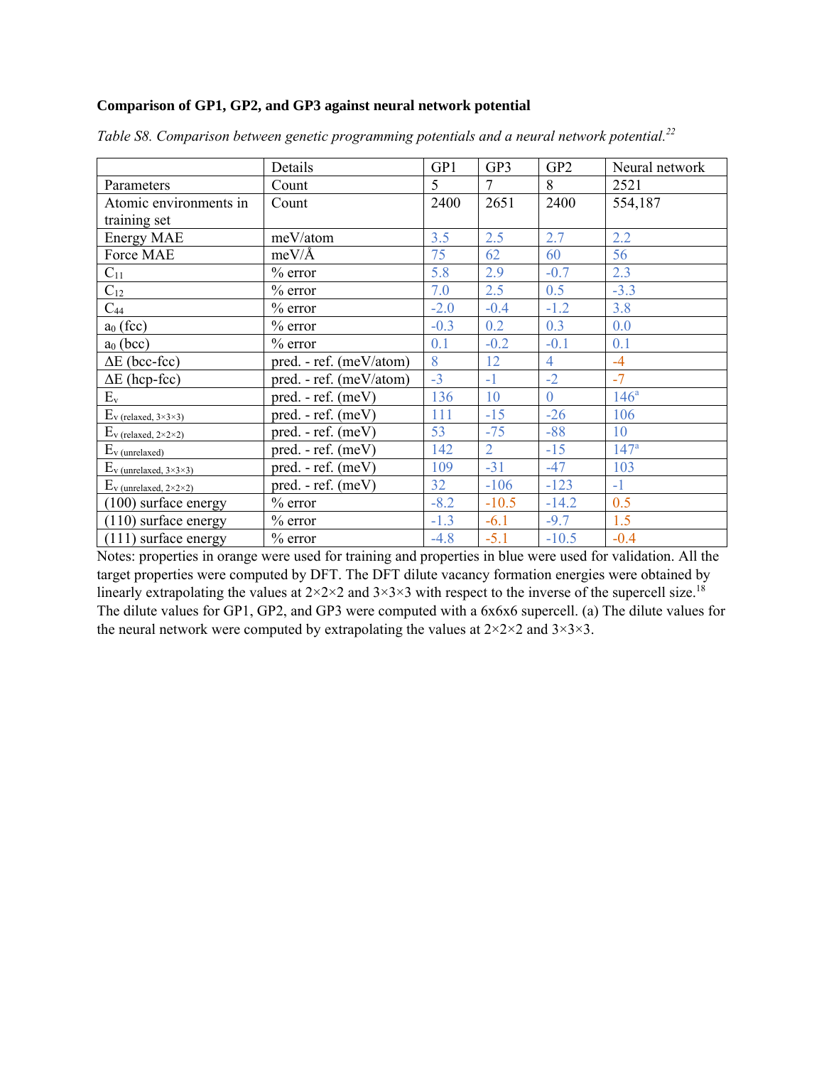**Comparison of GP1, GP2, and GP3 against neural network potential**

*Table S8. Comparison between genetic programming potentials and a neural network potential.*[22]

| | Details | GP1 | GP3 | GP2 | Neural network |
|---|---|---|---|---|---|
| Parameters | Count | 5 | 7 | 8 | 2521 |
| Atomic environments in training set | Count | 2400 | 2651 | 2400 | 554,187 |
| Energy MAE | meV/atom | 3.5 | 2.5 | 2.7 | 2.2 |
| Force MAE | meV/Å | 75 | 62 | 60 | 56 |
| $C_{11}$ | % error | 5.8 | 2.9 | -0.7 | 2.3 |
| $C_{12}$ | % error | 7.0 | 2.5 | 0.5 | -3.3 |
| $C_{44}$ | % error | -2.0 | -0.4 | -1.2 | 3.8 |
| $a_0$ (fcc) | % error | -0.3 | 0.2 | 0.3 | 0.0 |
| $a_0$ (bcc) | % error | 0.1 | -0.2 | -0.1 | 0.1 |
| ΔE (bcc-fcc) | pred. - ref. (meV/atom) | 8 | 12 | 4 | -4 |
| ΔE (hcp-fcc) | pred. - ref. (meV/atom) | -3 | -1 | -2 | -7 |
| $E_v$ | pred. - ref. (meV) | 136 | 10 | 0 | 146[a] |
| $E_{v\,(\mathrm{relaxed},\,3\times3\times3)}$ | pred. - ref. (meV) | 111 | -15 | -26 | 106 |
| $E_{v\,(\mathrm{relaxed},\,2\times2\times2)}$ | pred. - ref. (meV) | 53 | -75 | -88 | 10 |
| $E_{v\,(\mathrm{unrelaxed})}$ | pred. - ref. (meV) | 142 | 2 | -15 | 147[a] |
| $E_{v\,(\mathrm{unrelaxed},\,3\times3\times3)}$ | pred. - ref. (meV) | 109 | -31 | -47 | 103 |
| $E_{v\,(\mathrm{unrelaxed},\,2\times2\times2)}$ | pred. - ref. (meV) | 32 | -106 | -123 | -1 |
| (100) surface energy | % error | -8.2 | -10.5 | -14.2 | 0.5 |
| (110) surface energy | % error | -1.3 | -6.1 | -9.7 | 1.5 |
| (111) surface energy | % error | -4.8 | -5.1 | -10.5 | -0.4 |

Notes: properties in orange were used for training and properties in blue were used for validation. All the target properties were computed by DFT. The DFT dilute vacancy formation energies were obtained by linearly extrapolating the values at 2×2×2 and 3×3×3 with respect to the inverse of the supercell size.[18] The dilute values for GP1, GP2, and GP3 were computed with a 6x6x6 supercell. (a) The dilute values for the neural network were computed by extrapolating the values at 2×2×2 and 3×3×3.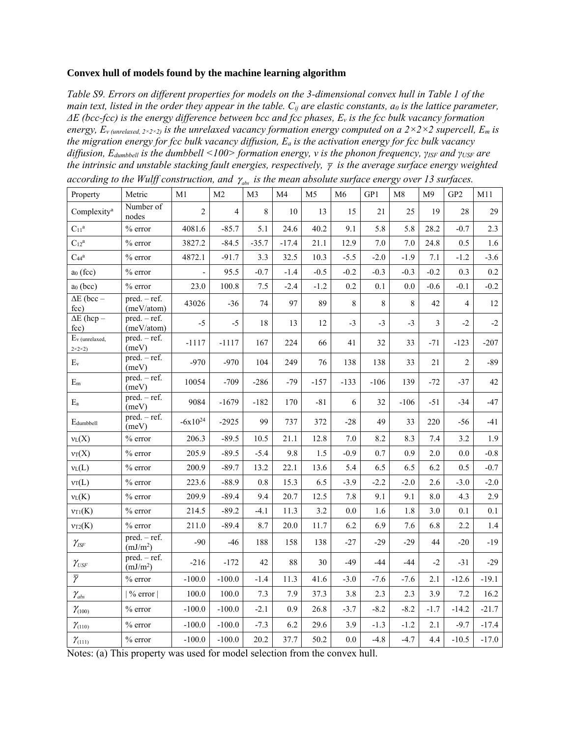**Convex hull of models found by the machine learning algorithm**

*Table S9. Errors on different properties for models on the 3-dimensional convex hull in Table 1 of the main text, listed in the order they appear in the table. $C_{ij}$ are elastic constants, $a_0$ is the lattice parameter, ΔE (bcc-fcc) is the energy difference between bcc and fcc phases, $E_v$ is the fcc bulk vacancy formation energy, $E_{v\ (unrelaxed,\ 2\times2\times2)}$ is the unrelaxed vacancy formation energy computed on a 2×2×2 supercell, $E_m$ is the migration energy for fcc bulk vacancy diffusion, $E_a$ is the activation energy for fcc bulk vacancy diffusion, $E_{dumbbell}$ is the dumbbell <100> formation energy, ν is the phonon frequency, $\gamma_{ISF}$ and $\gamma_{USF}$ are the intrinsic and unstable stacking fault energies, respectively, $\bar{\gamma}$ is the average surface energy weighted according to the Wulff construction, and $\gamma_{abs}$ is the mean absolute surface energy over 13 surfaces.*

| Property | Metric | M1 | M2 | M3 | M4 | M5 | M6 | GP1 | M8 | M9 | GP2 | M11 |
|---|---|---|---|---|---|---|---|---|---|---|---|---|
| Complexity[a] | Number of nodes | 2 | 4 | 8 | 10 | 13 | 15 | 21 | 25 | 19 | 28 | 29 |
| $C_{11}$[a] | % error | 4081.6 | -85.7 | 5.1 | 24.6 | 40.2 | 9.1 | 5.8 | 5.8 | 28.2 | -0.7 | 2.3 |
| $C_{12}$[a] | % error | 3827.2 | -84.5 | -35.7 | -17.4 | 21.1 | 12.9 | 7.0 | 7.0 | 24.8 | 0.5 | 1.6 |
| $C_{44}$[a] | % error | 4872.1 | -91.7 | 3.3 | 32.5 | 10.3 | -5.5 | -2.0 | -1.9 | 7.1 | -1.2 | -3.6 |
| $a_0$ (fcc) | % error | - | 95.5 | -0.7 | -1.4 | -0.5 | -0.2 | -0.3 | -0.3 | -0.2 | 0.3 | 0.2 |
| $a_0$ (bcc) | % error | 23.0 | 100.8 | 7.5 | -2.4 | -1.2 | 0.2 | 0.1 | 0.0 | -0.6 | -0.1 | -0.2 |
| ΔE (bcc – fcc) | pred. – ref. (meV/atom) | 43026 | -36 | 74 | 97 | 89 | 8 | 8 | 8 | 42 | 4 | 12 |
| ΔE (hcp – fcc) | pred. – ref. (meV/atom) | -5 | -5 | 18 | 13 | 12 | -3 | -3 | -3 | 3 | -2 | -2 |
| $E_{v\ (unrelaxed,\ 2\times2\times2)}$ | pred. – ref. (meV) | -1117 | -1117 | 167 | 224 | 66 | 41 | 32 | 33 | -71 | -123 | -207 |
| $E_v$ | pred. – ref. (meV) | -970 | -970 | 104 | 249 | 76 | 138 | 138 | 33 | 21 | 2 | -89 |
| $E_m$ | pred. – ref. (meV) | 10054 | -709 | -286 | -79 | -157 | -133 | -106 | 139 | -72 | -37 | 42 |
| $E_a$ | pred. – ref. (meV) | 9084 | -1679 | -182 | 170 | -81 | 6 | 32 | -106 | -51 | -34 | -47 |
| $E_{dumbbell}$ | pred. – ref. (meV) | $-6\times10^{24}$ | -2925 | 99 | 737 | 372 | -28 | 49 | 33 | 220 | -56 | -41 |
| $\nu_L(X)$ | % error | 206.3 | -89.5 | 10.5 | 21.1 | 12.8 | 7.0 | 8.2 | 8.3 | 7.4 | 3.2 | 1.9 |
| $\nu_T(X)$ | % error | 205.9 | -89.5 | -5.4 | 9.8 | 1.5 | -0.9 | 0.7 | 0.9 | 2.0 | 0.0 | -0.8 |
| $\nu_L(L)$ | % error | 200.9 | -89.7 | 13.2 | 22.1 | 13.6 | 5.4 | 6.5 | 6.5 | 6.2 | 0.5 | -0.7 |
| $\nu_T(L)$ | % error | 223.6 | -88.9 | 0.8 | 15.3 | 6.5 | -3.9 | -2.2 | -2.0 | 2.6 | -3.0 | -2.0 |
| $\nu_L(K)$ | % error | 209.9 | -89.4 | 9.4 | 20.7 | 12.5 | 7.8 | 9.1 | 9.1 | 8.0 | 4.3 | 2.9 |
| $\nu_{T1}(K)$ | % error | 214.5 | -89.2 | -4.1 | 11.3 | 3.2 | 0.0 | 1.6 | 1.8 | 3.0 | 0.1 | 0.1 |
| $\nu_{T2}(K)$ | % error | 211.0 | -89.4 | 8.7 | 20.0 | 11.7 | 6.2 | 6.9 | 7.6 | 6.8 | 2.2 | 1.4 |
| $\gamma_{ISF}$ | pred. – ref. (mJ/m$^2$) | -90 | -46 | 188 | 158 | 138 | -27 | -29 | -29 | 44 | -20 | -19 |
| $\gamma_{USF}$ | pred. – ref. (mJ/m$^2$) | -216 | -172 | 42 | 88 | 30 | -49 | -44 | -44 | -2 | -31 | -29 |
| $\bar{\gamma}$ | % error | -100.0 | -100.0 | -1.4 | 11.3 | 41.6 | -3.0 | -7.6 | -7.6 | 2.1 | -12.6 | -19.1 |
| $\gamma_{abs}$ | \| % error \| | 100.0 | 100.0 | 7.3 | 7.9 | 37.3 | 3.8 | 2.3 | 2.3 | 3.9 | 7.2 | 16.2 |
| $\gamma_{(100)}$ | % error | -100.0 | -100.0 | -2.1 | 0.9 | 26.8 | -3.7 | -8.2 | -8.2 | -1.7 | -14.2 | -21.7 |
| $\gamma_{(110)}$ | % error | -100.0 | -100.0 | -7.3 | 6.2 | 29.6 | 3.9 | -1.3 | -1.2 | 2.1 | -9.7 | -17.4 |
| $\gamma_{(111)}$ | % error | -100.0 | -100.0 | 20.2 | 37.7 | 50.2 | 0.0 | -4.8 | -4.7 | 4.4 | -10.5 | -17.0 |

Notes: (a) This property was used for model selection from the convex hull.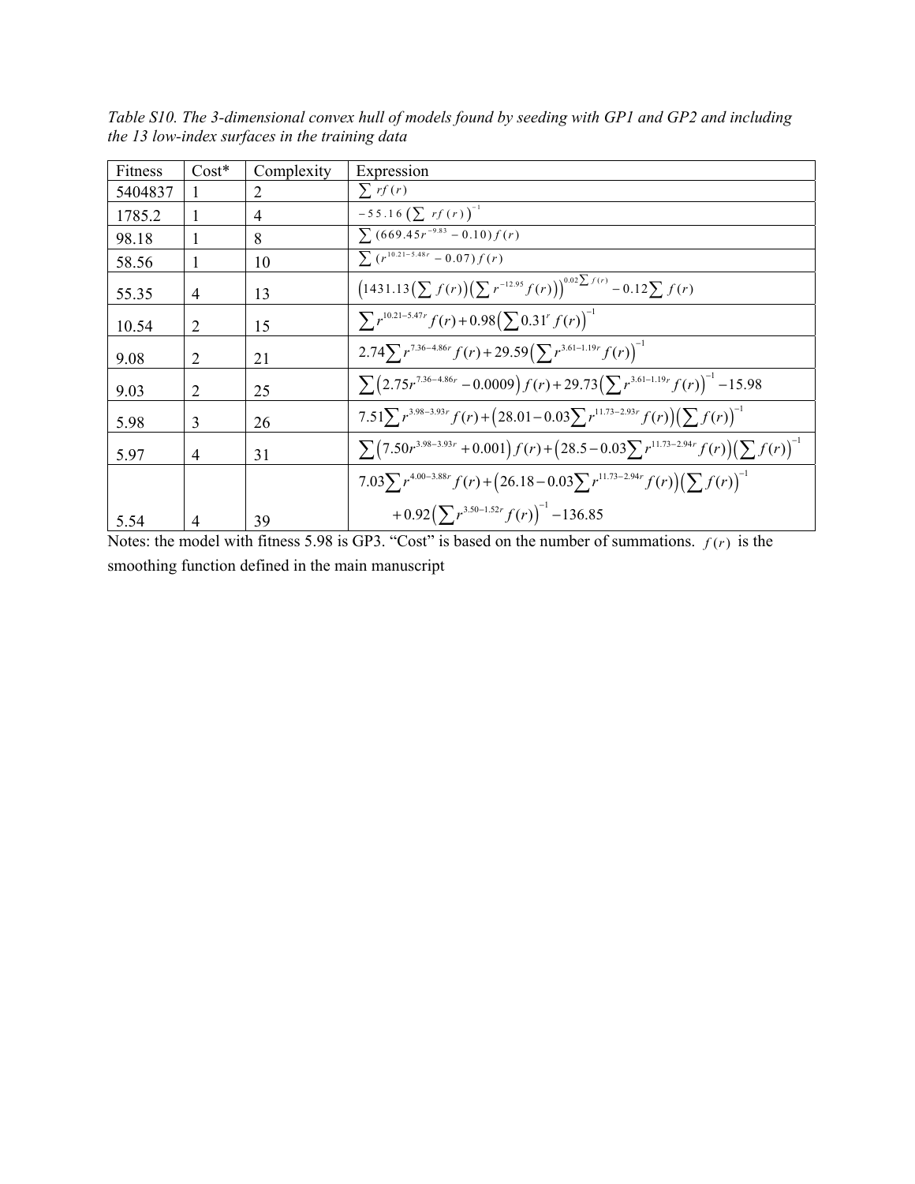*Table S10. The 3-dimensional convex hull of models found by seeding with GP1 and GP2 and including the 13 low-index surfaces in the training data*

| Fitness | Cost* | Complexity | Expression |
|---|---|---|---|
| 5404837 | 1 | 2 | $\sum rf(r)$ |
| 1785.2 | 1 | 4 | $-55.16\left(\sum rf(r)\right)^{-1}$ |
| 98.18 | 1 | 8 | $\sum (669.45r^{-9.83} - 0.10)f(r)$ |
| 58.56 | 1 | 10 | $\sum (r^{10.21-5.48r} - 0.07)f(r)$ |
| 55.35 | 4 | 13 | $\left(1431.13\left(\sum f(r)\right)\left(\sum r^{-12.95}f(r)\right)\right)^{0.02\sum f(r)} - 0.12\sum f(r)$ |
| 10.54 | 2 | 15 | $\sum r^{10.21-5.47r}f(r) + 0.98\left(\sum 0.31^r f(r)\right)^{-1}$ |
| 9.08 | 2 | 21 | $2.74\sum r^{7.36-4.86r}f(r) + 29.59\left(\sum r^{3.61-1.19r}f(r)\right)^{-1}$ |
| 9.03 | 2 | 25 | $\sum\left(2.75r^{7.36-4.86r} - 0.0009\right)f(r) + 29.73\left(\sum r^{3.61-1.19r}f(r)\right)^{-1} - 15.98$ |
| 5.98 | 3 | 26 | $7.51\sum r^{3.98-3.93r}f(r) + \left(28.01 - 0.03\sum r^{11.73-2.93r}f(r)\right)\left(\sum f(r)\right)^{-1}$ |
| 5.97 | 4 | 31 | $\sum\left(7.50r^{3.98-3.93r} + 0.001\right)f(r) + \left(28.5 - 0.03\sum r^{11.73-2.94r}f(r)\right)\left(\sum f(r)\right)^{-1}$ |
| 5.54 | 4 | 39 | $7.03\sum r^{4.00-3.88r}f(r) + \left(26.18 - 0.03\sum r^{11.73-2.94r}f(r)\right)\left(\sum f(r)\right)^{-1} + 0.92\left(\sum r^{3.50-1.52r}f(r)\right)^{-1} - 136.85$ |

Notes: the model with fitness 5.98 is GP3. "Cost" is based on the number of summations. $f(r)$ is the smoothing function defined in the main manuscript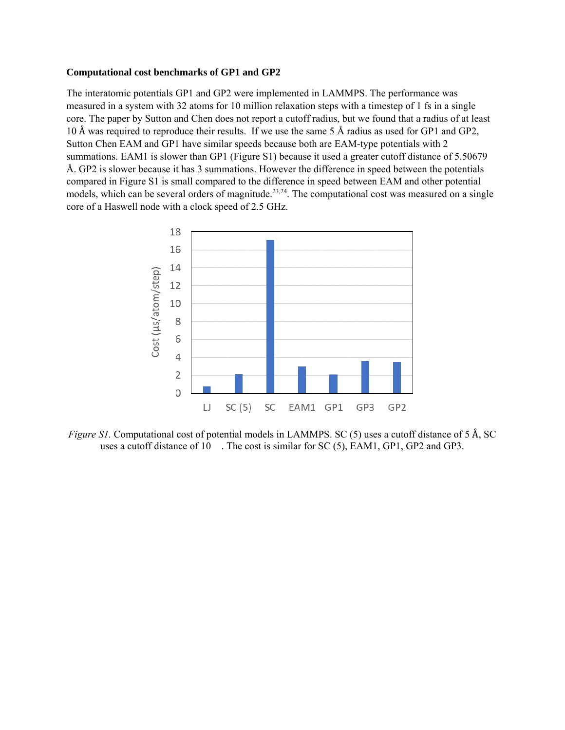**Computational cost benchmarks of GP1 and GP2**

The interatomic potentials GP1 and GP2 were implemented in LAMMPS. The performance was measured in a system with 32 atoms for 10 million relaxation steps with a timestep of 1 fs in a single core. The paper by Sutton and Chen does not report a cutoff radius, but we found that a radius of at least 10 Å was required to reproduce their results. If we use the same 5 Å radius as used for GP1 and GP2, Sutton Chen EAM and GP1 have similar speeds because both are EAM-type potentials with 2 summations. EAM1 is slower than GP1 (Figure S1) because it used a greater cutoff distance of 5.50679 Å. GP2 is slower because it has 3 summations. However the difference in speed between the potentials compared in Figure S1 is small compared to the difference in speed between EAM and other potential models, which can be several orders of magnitude.[23,24]. The computational cost was measured on a single core of a Haswell node with a clock speed of 2.5 GHz.

*Figure S1.* Computational cost of potential models in LAMMPS. SC (5) uses a cutoff distance of 5 Å, SC uses a cutoff distance of 10 . The cost is similar for SC (5), EAM1, GP1, GP2 and GP3.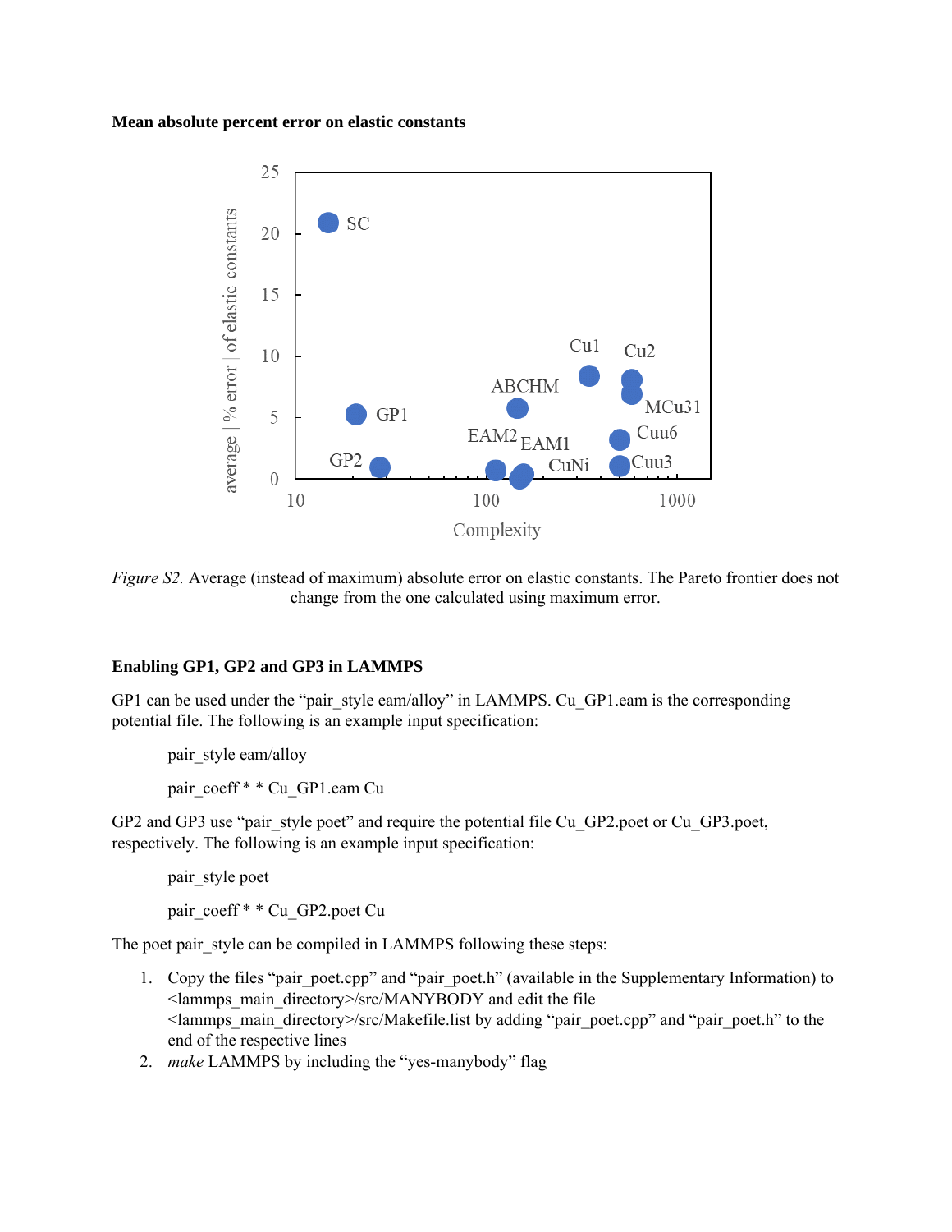**Mean absolute percent error on elastic constants**

*Figure S2.* Average (instead of maximum) absolute error on elastic constants. The Pareto frontier does not change from the one calculated using maximum error.

**Enabling GP1, GP2 and GP3 in LAMMPS**

GP1 can be used under the “pair_style eam/alloy” in LAMMPS. Cu_GP1.eam is the corresponding potential file. The following is an example input specification:

```
pair_style eam/alloy
pair_coeff * * Cu_GP1.eam Cu
```

GP2 and GP3 use “pair_style poet” and require the potential file Cu_GP2.poet or Cu_GP3.poet, respectively. The following is an example input specification:

```
pair_style poet
pair_coeff * * Cu_GP2.poet Cu
```

The poet pair_style can be compiled in LAMMPS following these steps:

1. Copy the files “pair_poet.cpp” and “pair_poet.h” (available in the Supplementary Information) to <lammps_main_directory>/src/MANYBODY and edit the file <lammps_main_directory>/src/Makefile.list by adding “pair_poet.cpp” and “pair_poet.h” to the end of the respective lines
2. *make* LAMMPS by including the “yes-manybody” flag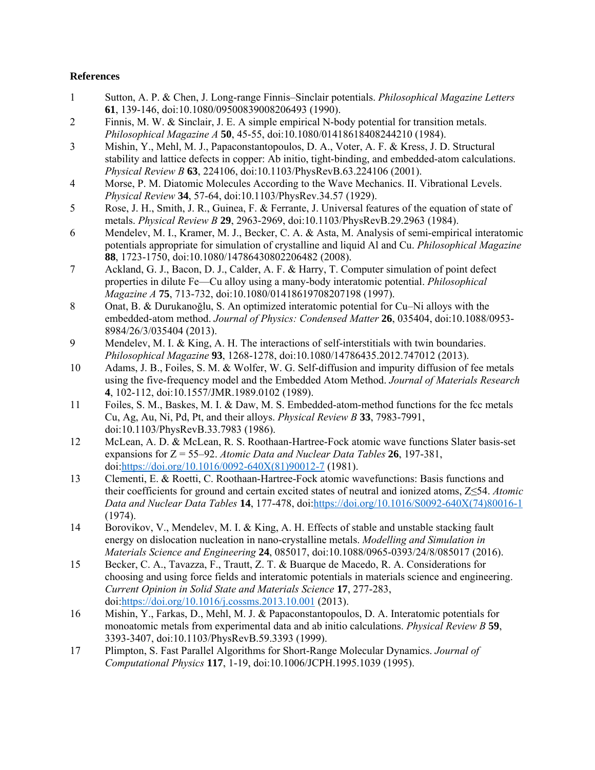**References**

1. Sutton, A. P. & Chen, J. Long-range Finnis–Sinclair potentials. *Philosophical Magazine Letters* **61**, 139-146, doi:10.1080/09500839008206493 (1990).
2. Finnis, M. W. & Sinclair, J. E. A simple empirical N-body potential for transition metals. *Philosophical Magazine A* **50**, 45-55, doi:10.1080/01418618408244210 (1984).
3. Mishin, Y., Mehl, M. J., Papaconstantopoulos, D. A., Voter, A. F. & Kress, J. D. Structural stability and lattice defects in copper: Ab initio, tight-binding, and embedded-atom calculations. *Physical Review B* **63**, 224106, doi:10.1103/PhysRevB.63.224106 (2001).
4. Morse, P. M. Diatomic Molecules According to the Wave Mechanics. II. Vibrational Levels. *Physical Review* **34**, 57-64, doi:10.1103/PhysRev.34.57 (1929).
5. Rose, J. H., Smith, J. R., Guinea, F. & Ferrante, J. Universal features of the equation of state of metals. *Physical Review B* **29**, 2963-2969, doi:10.1103/PhysRevB.29.2963 (1984).
6. Mendelev, M. I., Kramer, M. J., Becker, C. A. & Asta, M. Analysis of semi-empirical interatomic potentials appropriate for simulation of crystalline and liquid Al and Cu. *Philosophical Magazine* **88**, 1723-1750, doi:10.1080/14786430802206482 (2008).
7. Ackland, G. J., Bacon, D. J., Calder, A. F. & Harry, T. Computer simulation of point defect properties in dilute Fe—Cu alloy using a many-body interatomic potential. *Philosophical Magazine A* **75**, 713-732, doi:10.1080/01418619708207198 (1997).
8. Onat, B. & Durukanoğlu, S. An optimized interatomic potential for Cu–Ni alloys with the embedded-atom method. *Journal of Physics: Condensed Matter* **26**, 035404, doi:10.1088/0953-8984/26/3/035404 (2013).
9. Mendelev, M. I. & King, A. H. The interactions of self-interstitials with twin boundaries. *Philosophical Magazine* **93**, 1268-1278, doi:10.1080/14786435.2012.747012 (2013).
10. Adams, J. B., Foiles, S. M. & Wolfer, W. G. Self-diffusion and impurity diffusion of fee metals using the five-frequency model and the Embedded Atom Method. *Journal of Materials Research* **4**, 102-112, doi:10.1557/JMR.1989.0102 (1989).
11. Foiles, S. M., Baskes, M. I. & Daw, M. S. Embedded-atom-method functions for the fcc metals Cu, Ag, Au, Ni, Pd, Pt, and their alloys. *Physical Review B* **33**, 7983-7991, doi:10.1103/PhysRevB.33.7983 (1986).
12. McLean, A. D. & McLean, R. S. Roothaan-Hartree-Fock atomic wave functions Slater basis-set expansions for Z = 55–92. *Atomic Data and Nuclear Data Tables* **26**, 197-381, doi:https://doi.org/10.1016/0092-640X(81)90012-7 (1981).
13. Clementi, E. & Roetti, C. Roothaan-Hartree-Fock atomic wavefunctions: Basis functions and their coefficients for ground and certain excited states of neutral and ionized atoms, Z≤54. *Atomic Data and Nuclear Data Tables* **14**, 177-478, doi:https://doi.org/10.1016/S0092-640X(74)80016-1 (1974).
14. Borovikov, V., Mendelev, M. I. & King, A. H. Effects of stable and unstable stacking fault energy on dislocation nucleation in nano-crystalline metals. *Modelling and Simulation in Materials Science and Engineering* **24**, 085017, doi:10.1088/0965-0393/24/8/085017 (2016).
15. Becker, C. A., Tavazza, F., Trautt, Z. T. & Buarque de Macedo, R. A. Considerations for choosing and using force fields and interatomic potentials in materials science and engineering. *Current Opinion in Solid State and Materials Science* **17**, 277-283, doi:https://doi.org/10.1016/j.cossms.2013.10.001 (2013).
16. Mishin, Y., Farkas, D., Mehl, M. J. & Papaconstantopoulos, D. A. Interatomic potentials for monoatomic metals from experimental data and ab initio calculations. *Physical Review B* **59**, 3393-3407, doi:10.1103/PhysRevB.59.3393 (1999).
17. Plimpton, S. Fast Parallel Algorithms for Short-Range Molecular Dynamics. *Journal of Computational Physics* **117**, 1-19, doi:10.1006/JCPH.1995.1039 (1995).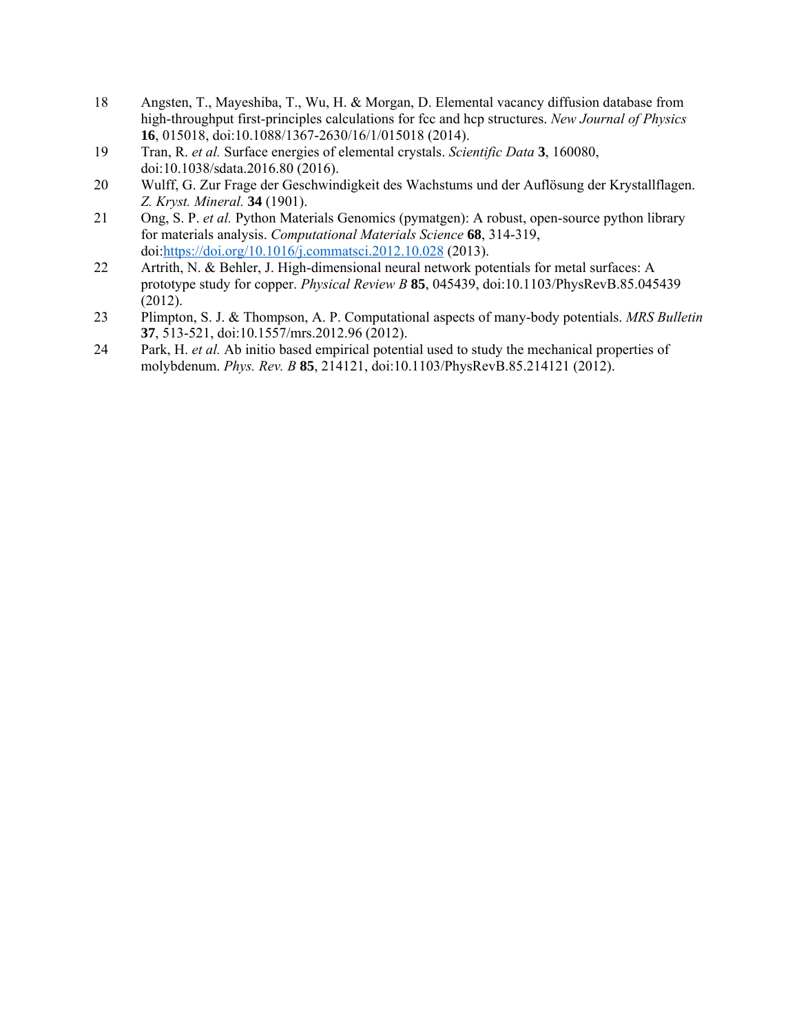18 Angsten, T., Mayeshiba, T., Wu, H. & Morgan, D. Elemental vacancy diffusion database from high-throughput first-principles calculations for fcc and hcp structures. *New Journal of Physics* **16**, 015018, doi:10.1088/1367-2630/16/1/015018 (2014).

19 Tran, R. *et al.* Surface energies of elemental crystals. *Scientific Data* **3**, 160080, doi:10.1038/sdata.2016.80 (2016).

20 Wulff, G. Zur Frage der Geschwindigkeit des Wachstums und der Auflösung der Krystallflagen. *Z. Kryst. Mineral.* **34** (1901).

21 Ong, S. P. *et al.* Python Materials Genomics (pymatgen): A robust, open-source python library for materials analysis. *Computational Materials Science* **68**, 314-319, doi:https://doi.org/10.1016/j.commatsci.2012.10.028 (2013).

22 Artrith, N. & Behler, J. High-dimensional neural network potentials for metal surfaces: A prototype study for copper. *Physical Review B* **85**, 045439, doi:10.1103/PhysRevB.85.045439 (2012).

23 Plimpton, S. J. & Thompson, A. P. Computational aspects of many-body potentials. *MRS Bulletin* **37**, 513-521, doi:10.1557/mrs.2012.96 (2012).

24 Park, H. *et al.* Ab initio based empirical potential used to study the mechanical properties of molybdenum. *Phys. Rev. B* **85**, 214121, doi:10.1103/PhysRevB.85.214121 (2012).